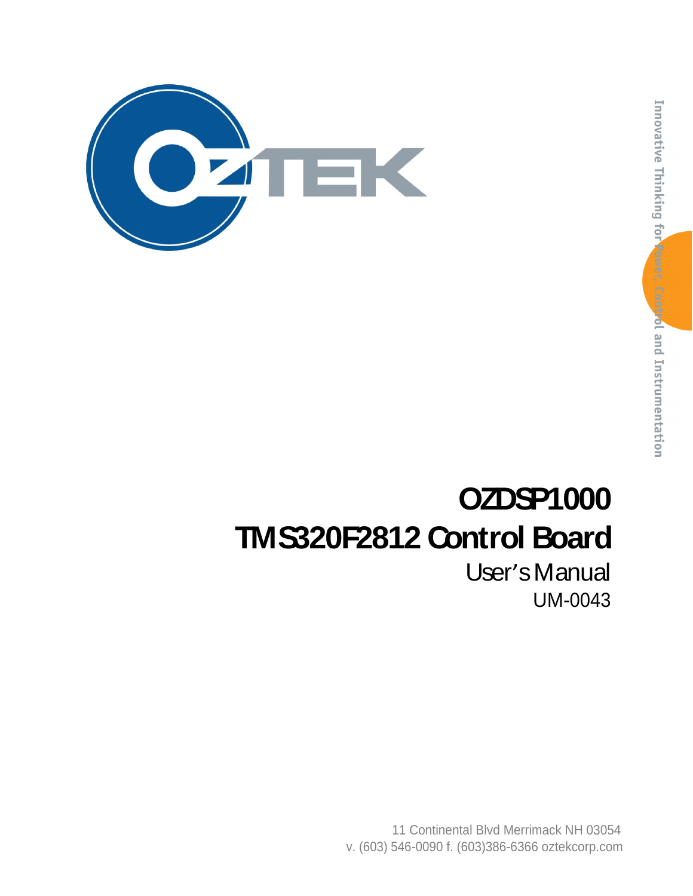Innovative Thinking for Power, Control and Instrumentation

# OZDSP1000

# TMS320F2812 Control Board

## User's Manual

UM-0043

11 Continental Blvd Merrimack NH 03054
v. (603) 546-0090 f. (603)386-6366 oztekcorp.com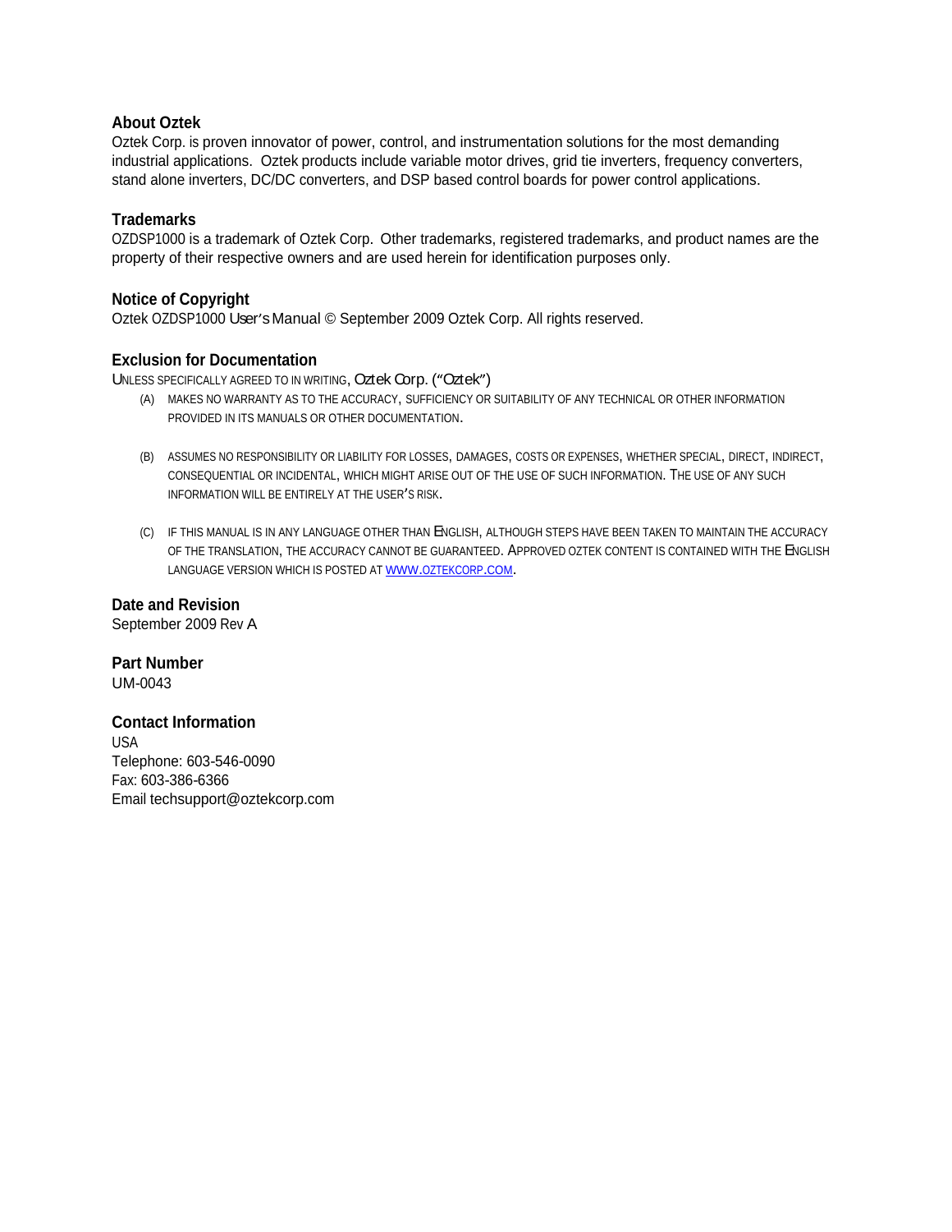### About Oztek

Oztek Corp. is proven innovator of power, control, and instrumentation solutions for the most demanding industrial applications. Oztek products include variable motor drives, grid tie inverters, frequency converters, stand alone inverters, DC/DC converters, and DSP based control boards for power control applications.

### Trademarks

OZDSP1000 is a trademark of Oztek Corp. Other trademarks, registered trademarks, and product names are the property of their respective owners and are used herein for identification purposes only.

### Notice of Copyright

Oztek OZDSP1000 User's Manual © September 2009 Oztek Corp. All rights reserved.

### Exclusion for Documentation

UNLESS SPECIFICALLY AGREED TO IN WRITING, Oztek Corp. ("Oztek")

(A) MAKES NO WARRANTY AS TO THE ACCURACY, SUFFICIENCY OR SUITABILITY OF ANY TECHNICAL OR OTHER INFORMATION PROVIDED IN ITS MANUALS OR OTHER DOCUMENTATION.

(B) ASSUMES NO RESPONSIBILITY OR LIABILITY FOR LOSSES, DAMAGES, COSTS OR EXPENSES, WHETHER SPECIAL, DIRECT, INDIRECT, CONSEQUENTIAL OR INCIDENTAL, WHICH MIGHT ARISE OUT OF THE USE OF SUCH INFORMATION. THE USE OF ANY SUCH INFORMATION WILL BE ENTIRELY AT THE USER'S RISK.

(C) IF THIS MANUAL IS IN ANY LANGUAGE OTHER THAN ENGLISH, ALTHOUGH STEPS HAVE BEEN TAKEN TO MAINTAIN THE ACCURACY OF THE TRANSLATION, THE ACCURACY CANNOT BE GUARANTEED. APPROVED OZTEK CONTENT IS CONTAINED WITH THE ENGLISH LANGUAGE VERSION WHICH IS POSTED AT WWW.OZTEKCORP.COM.

### Date and Revision

September 2009 Rev A

### Part Number

UM-0043

### Contact Information

USA
Telephone: 603-546-0090
Fax: 603-386-6366
Email techsupport@oztekcorp.com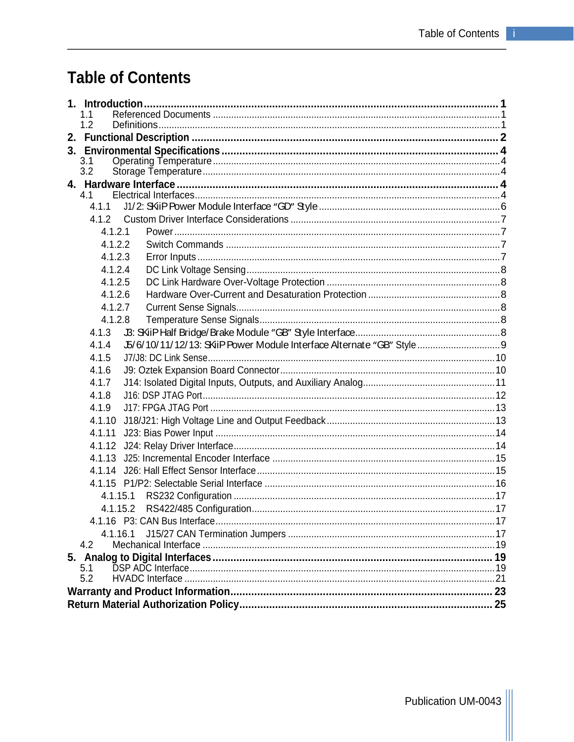# Table of Contents

**1. Introduction** .......... **1**
- 1.1 Referenced Documents .......... 1
- 1.2 Definitions .......... 1

**2. Functional Description** .......... **2**

**3. Environmental Specifications** .......... **4**
- 3.1 Operating Temperature .......... 4
- 3.2 Storage Temperature .......... 4

**4. Hardware Interface** .......... **4**
- 4.1 Electrical Interfaces .......... 4
  - 4.1.1 J1/2: SKiiP Power Module Interface “GD” Style .......... 6
  - 4.1.2 Custom Driver Interface Considerations .......... 7
    - 4.1.2.1 Power .......... 7
    - 4.1.2.2 Switch Commands .......... 7
    - 4.1.2.3 Error Inputs .......... 7
    - 4.1.2.4 DC Link Voltage Sensing .......... 8
    - 4.1.2.5 DC Link Hardware Over-Voltage Protection .......... 8
    - 4.1.2.6 Hardware Over-Current and Desaturation Protection .......... 8
    - 4.1.2.7 Current Sense Signals .......... 8
    - 4.1.2.8 Temperature Sense Signals .......... 8
  - 4.1.3 J3: SKiiP Half Bridge/Brake Module “GB” Style Interface .......... 8
  - 4.1.4 J5/6/10/11/12/13: SKiiP Power Module Interface Alternate “GB” Style .......... 9
  - 4.1.5 J7/J8: DC Link Sense .......... 10
  - 4.1.6 J9: Oztek Expansion Board Connector .......... 10
  - 4.1.7 J14: Isolated Digital Inputs, Outputs, and Auxiliary Analog .......... 11
  - 4.1.8 J16: DSP JTAG Port .......... 12
  - 4.1.9 J17: FPGA JTAG Port .......... 13
  - 4.1.10 J18/J21: High Voltage Line and Output Feedback .......... 13
  - 4.1.11 J23: Bias Power Input .......... 14
  - 4.1.12 J24: Relay Driver Interface .......... 14
  - 4.1.13 J25: Incremental Encoder Interface .......... 15
  - 4.1.14 J26: Hall Effect Sensor Interface .......... 15
  - 4.1.15 P1/P2: Selectable Serial Interface .......... 16
    - 4.1.15.1 RS232 Configuration .......... 17
    - 4.1.15.2 RS422/485 Configuration .......... 17
  - 4.1.16 P3: CAN Bus Interface .......... 17
    - 4.1.16.1 J15/27 CAN Termination Jumpers .......... 17
- 4.2 Mechanical Interface .......... 19

**5. Analog to Digital Interfaces** .......... **19**
- 5.1 DSP ADC Interface .......... 19
- 5.2 HVADC Interface .......... 21

**Warranty and Product Information** .......... **23**

**Return Material Authorization Policy** .......... **25**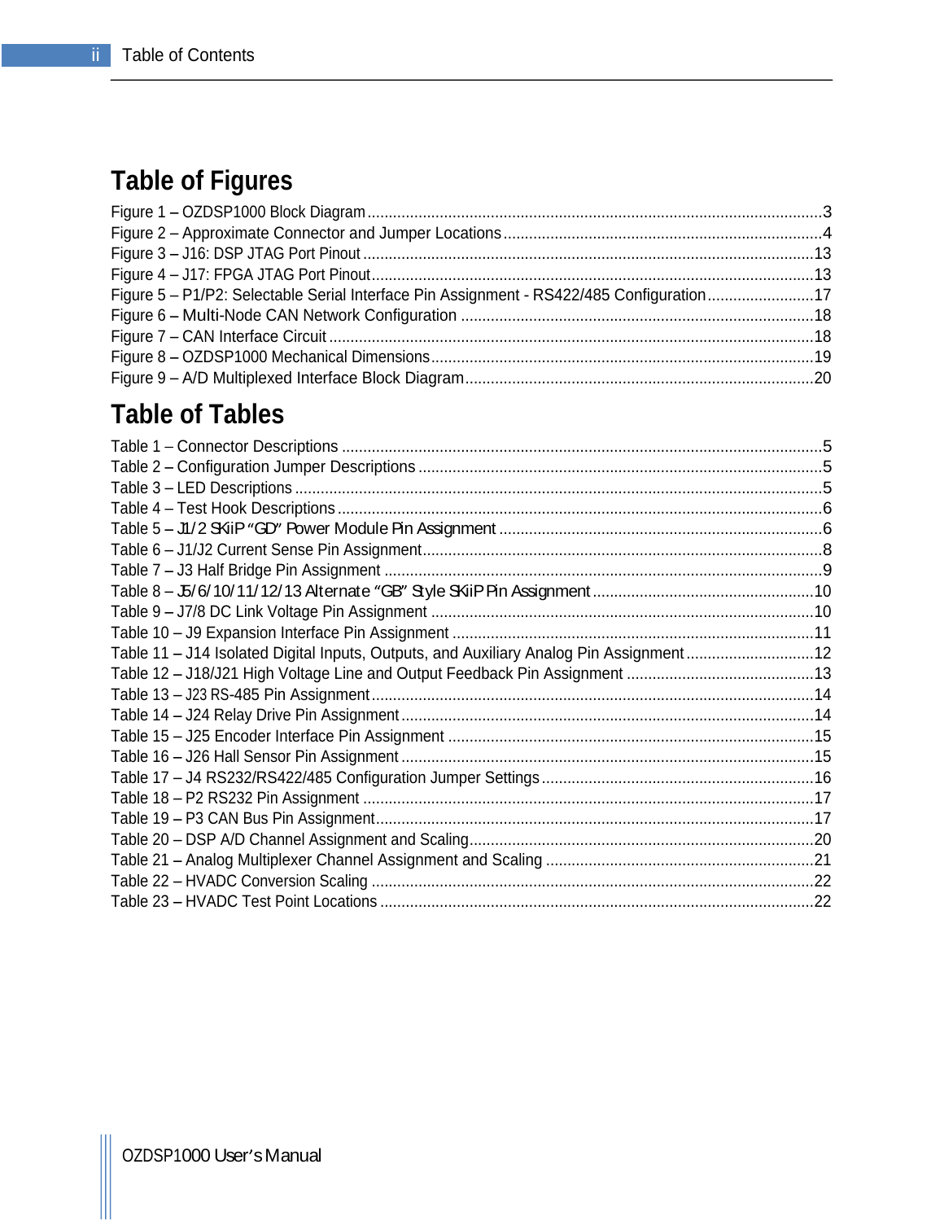# Table of Figures

Figure 1 – OZDSP1000 Block Diagram ..........................................................................................................3
Figure 2 – Approximate Connector and Jumper Locations..........................................................................4
Figure 3 – J16: DSP JTAG Port Pinout .........................................................................................................13
Figure 4 – J17: FPGA JTAG Port Pinout.......................................................................................................13
Figure 5 – P1/P2: Selectable Serial Interface Pin Assignment - RS422/485 Configuration.........................17
Figure 6 – Multi-Node CAN Network Configuration ..................................................................................18
Figure 7 – CAN Interface Circuit .................................................................................................................18
Figure 8 – OZDSP1000 Mechanical Dimensions.........................................................................................19
Figure 9 – A/D Multiplexed Interface Block Diagram.................................................................................20

# Table of Tables

Table 1 – Connector Descriptions ...............................................................................................................5
Table 2 – Configuration Jumper Descriptions .............................................................................................5
Table 3 – LED Descriptions ..........................................................................................................................5
Table 4 – Test Hook Descriptions ................................................................................................................6
Table 5 – J1/2 SKiiP "GD" Power Module Pin Assignment ...........................................................................6
Table 6 – J1/J2 Current Sense Pin Assignment............................................................................................8
Table 7 – J3 Half Bridge Pin Assignment .....................................................................................................9
Table 8 – J5/6/10/11/12/13 Alternate "GB" Style SKiiP Pin Assignment...................................................10
Table 9 – J7/8 DC Link Voltage Pin Assignment .........................................................................................10
Table 10 – J9 Expansion Interface Pin Assignment ....................................................................................11
Table 11 – J14 Isolated Digital Inputs, Outputs, and Auxiliary Analog Pin Assignment..............................12
Table 12 – J18/J21 High Voltage Line and Output Feedback Pin Assignment ............................................13
Table 13 – J23 RS-485 Pin Assignment.......................................................................................................14
Table 14 – J24 Relay Drive Pin Assignment................................................................................................14
Table 15 – J25 Encoder Interface Pin Assignment .....................................................................................15
Table 16 – J26 Hall Sensor Pin Assignment................................................................................................15
Table 17 – J4 RS232/RS422/485 Configuration Jumper Settings...............................................................16
Table 18 – P2 RS232 Pin Assignment .........................................................................................................17
Table 19 – P3 CAN Bus Pin Assignment......................................................................................................17
Table 20 – DSP A/D Channel Assignment and Scaling................................................................................20
Table 21 – Analog Multiplexer Channel Assignment and Scaling ..............................................................21
Table 22 – HVADC Conversion Scaling .......................................................................................................22
Table 23 – HVADC Test Point Locations .....................................................................................................22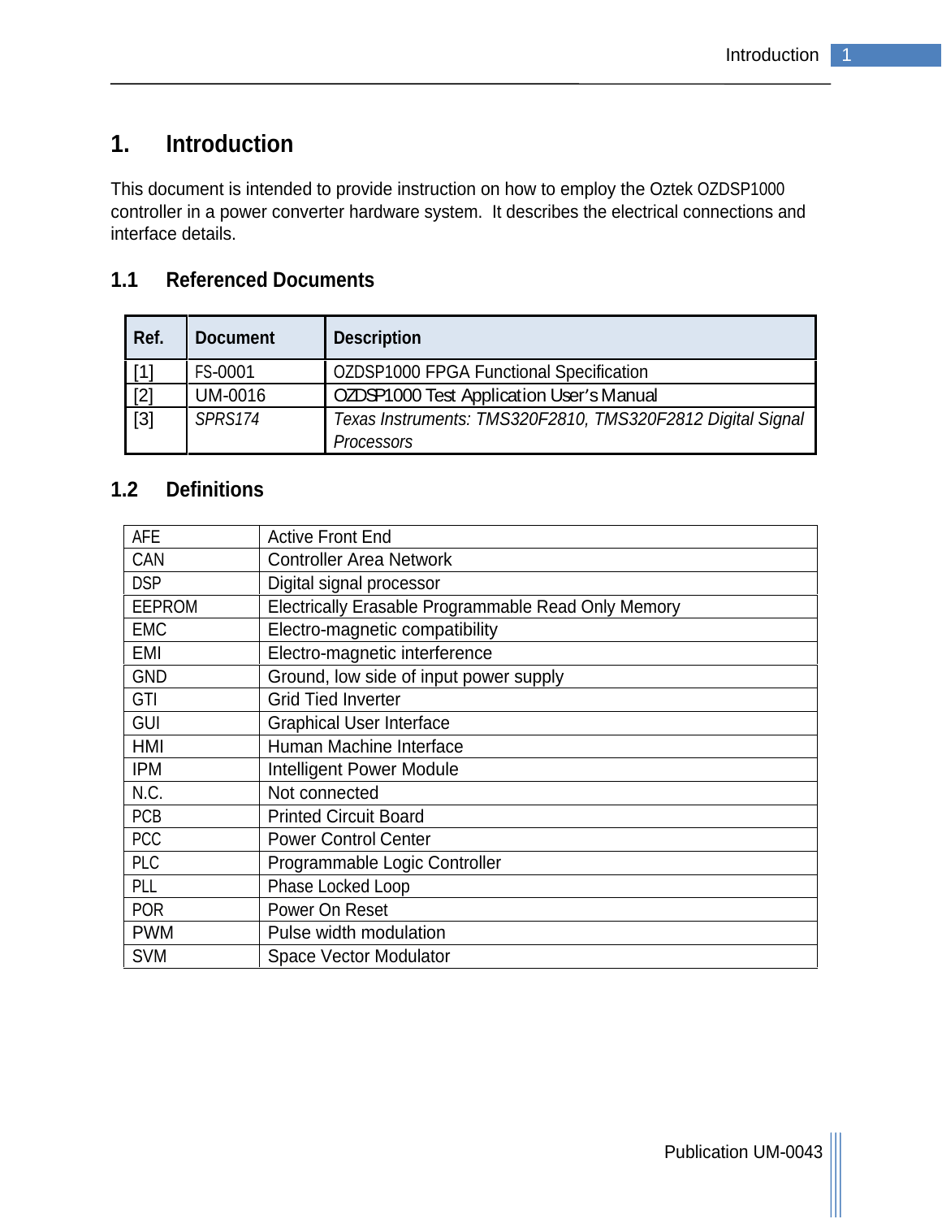# 1. Introduction

This document is intended to provide instruction on how to employ the Oztek OZDSP1000 controller in a power converter hardware system. It describes the electrical connections and interface details.

## 1.1 Referenced Documents

| Ref. | Document | Description |
|---|---|---|
| [1] | FS-0001 | OZDSP1000 FPGA Functional Specification |
| [2] | UM-0016 | OZDSP1000 Test Application User's Manual |
| [3] | *SPRS174* | *Texas Instruments: TMS320F2810, TMS320F2812 Digital Signal Processors* |

## 1.2 Definitions

| | |
|---|---|
| AFE | Active Front End |
| CAN | Controller Area Network |
| DSP | Digital signal processor |
| EEPROM | Electrically Erasable Programmable Read Only Memory |
| EMC | Electro-magnetic compatibility |
| EMI | Electro-magnetic interference |
| GND | Ground, low side of input power supply |
| GTI | Grid Tied Inverter |
| GUI | Graphical User Interface |
| HMI | Human Machine Interface |
| IPM | Intelligent Power Module |
| N.C. | Not connected |
| PCB | Printed Circuit Board |
| PCC | Power Control Center |
| PLC | Programmable Logic Controller |
| PLL | Phase Locked Loop |
| POR | Power On Reset |
| PWM | Pulse width modulation |
| SVM | Space Vector Modulator |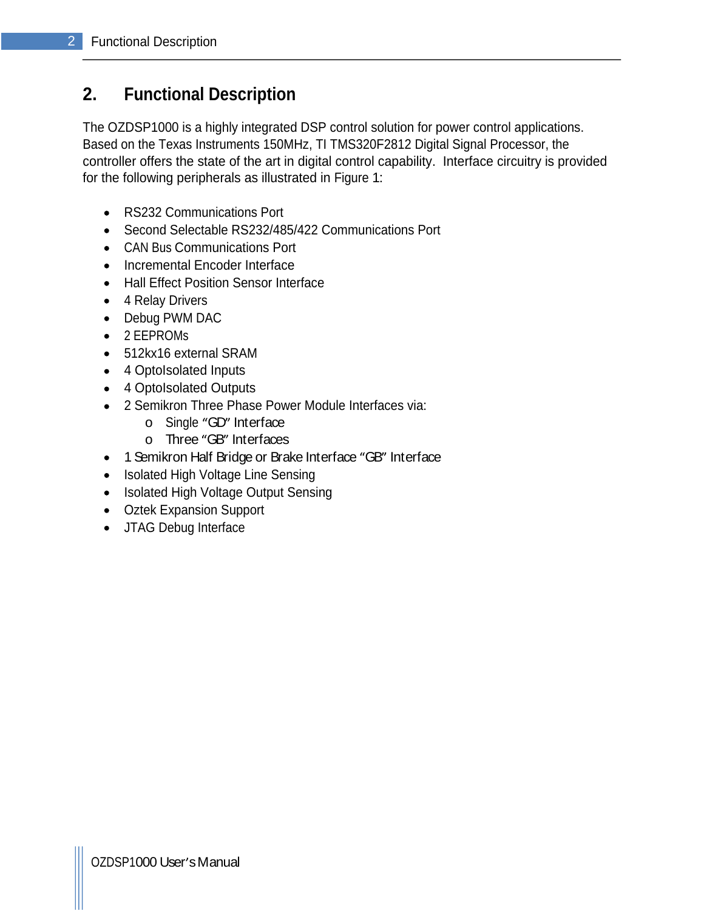# 2. Functional Description

The OZDSP1000 is a highly integrated DSP control solution for power control applications. Based on the Texas Instruments 150MHz, TI TMS320F2812 Digital Signal Processor, the controller offers the state of the art in digital control capability. Interface circuitry is provided for the following peripherals as illustrated in Figure 1:

- RS232 Communications Port
- Second Selectable RS232/485/422 Communications Port
- CAN Bus Communications Port
- Incremental Encoder Interface
- Hall Effect Position Sensor Interface
- 4 Relay Drivers
- Debug PWM DAC
- 2 EEPROMs
- 512kx16 external SRAM
- 4 OptoIsolated Inputs
- 4 OptoIsolated Outputs
- 2 Semikron Three Phase Power Module Interfaces via:
  - Single "GD" Interface
  - Three "GB" Interfaces
- 1 Semikron Half Bridge or Brake Interface "GB" Interface
- Isolated High Voltage Line Sensing
- Isolated High Voltage Output Sensing
- Oztek Expansion Support
- JTAG Debug Interface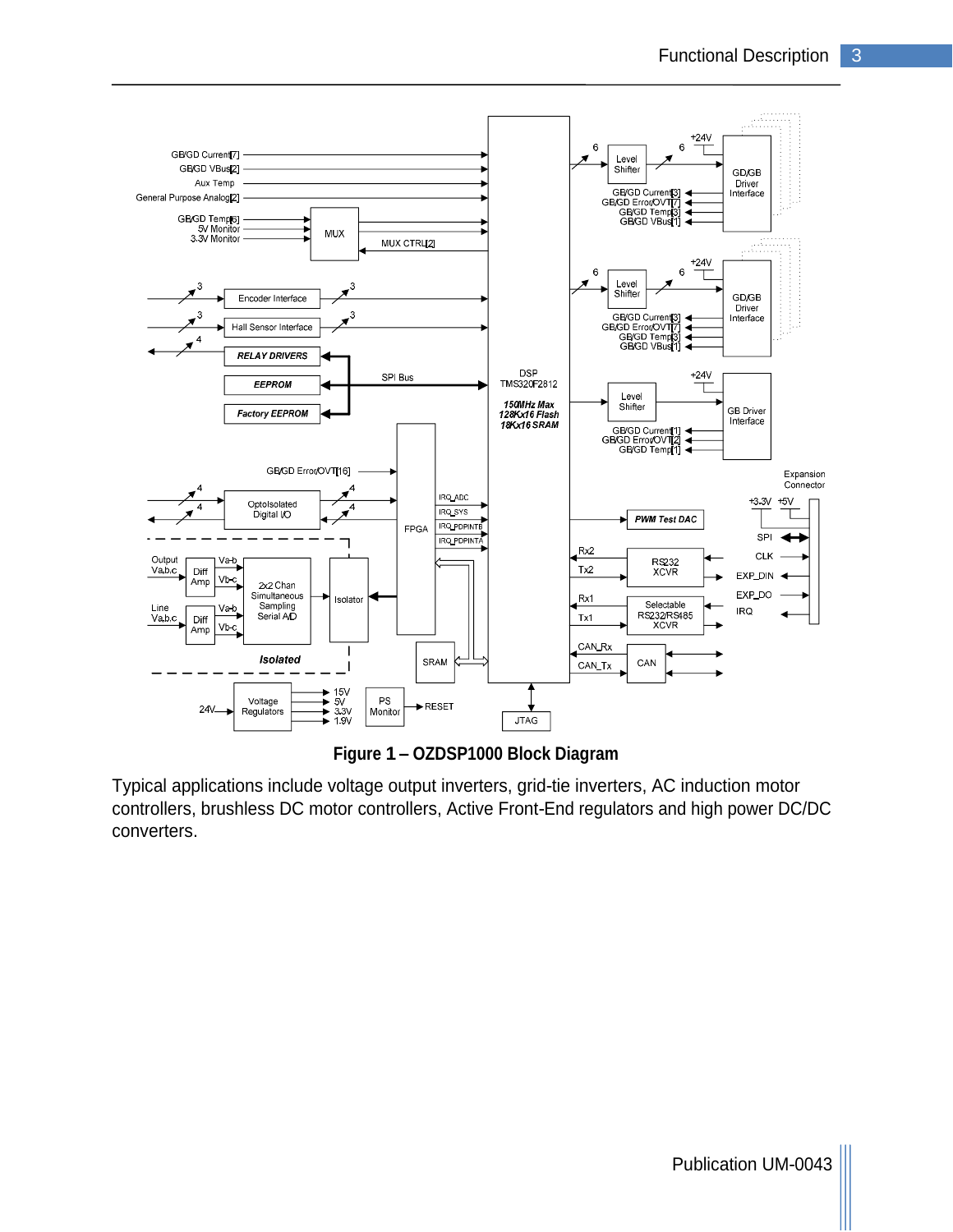**Figure 1 – OZDSP1000 Block Diagram**

Typical applications include voltage output inverters, grid-tie inverters, AC induction motor controllers, brushless DC motor controllers, Active Front-End regulators and high power DC/DC converters.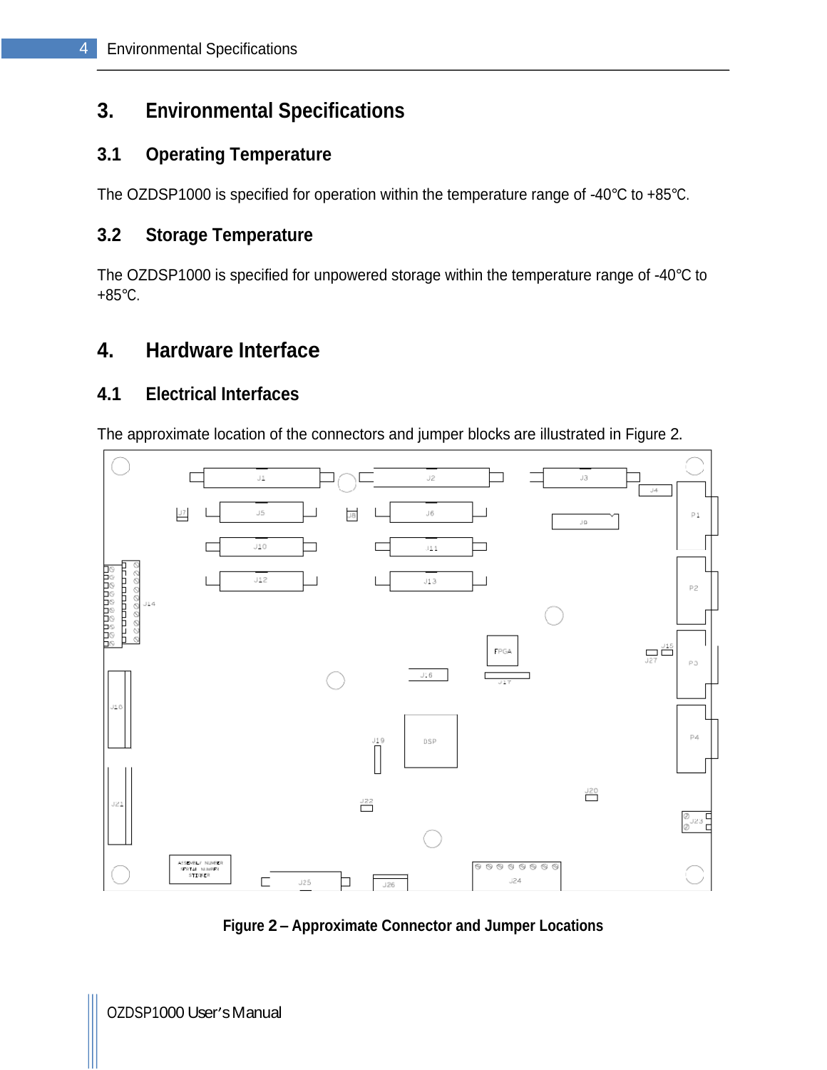# 3. Environmental Specifications

## 3.1 Operating Temperature

The OZDSP1000 is specified for operation within the temperature range of -40°C to +85°C.

## 3.2 Storage Temperature

The OZDSP1000 is specified for unpowered storage within the temperature range of -40°C to +85°C.

# 4. Hardware Interface

## 4.1 Electrical Interfaces

The approximate location of the connectors and jumper blocks are illustrated in Figure 2.

**Figure 2 – Approximate Connector and Jumper Locations**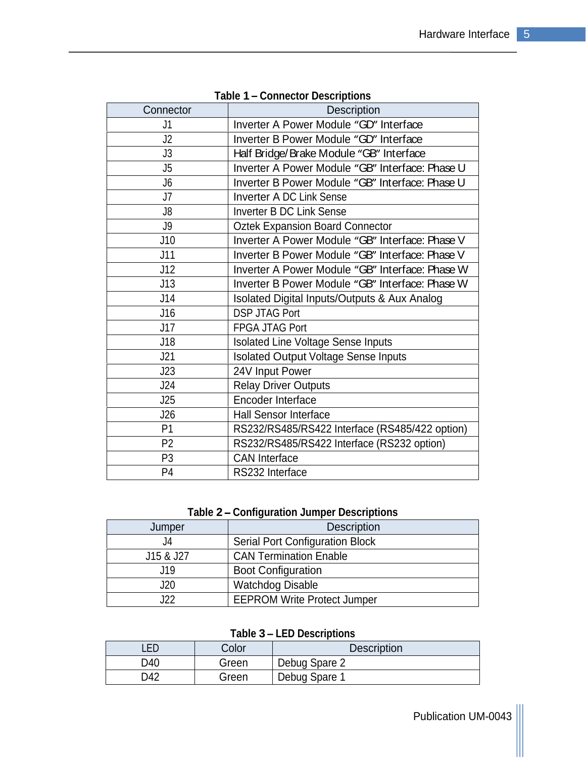**Table 1 – Connector Descriptions**

| Connector | Description |
|---|---|
| J1 | Inverter A Power Module “GD” Interface |
| J2 | Inverter B Power Module “GD” Interface |
| J3 | Half Bridge/Brake Module “GB” Interface |
| J5 | Inverter A Power Module “GB” Interface: Phase U |
| J6 | Inverter B Power Module “GB” Interface: Phase U |
| J7 | Inverter A DC Link Sense |
| J8 | Inverter B DC Link Sense |
| J9 | Oztek Expansion Board Connector |
| J10 | Inverter A Power Module “GB” Interface: Phase V |
| J11 | Inverter B Power Module “GB” Interface: Phase V |
| J12 | Inverter A Power Module “GB” Interface: Phase W |
| J13 | Inverter B Power Module “GB” Interface: Phase W |
| J14 | Isolated Digital Inputs/Outputs & Aux Analog |
| J16 | DSP JTAG Port |
| J17 | FPGA JTAG Port |
| J18 | Isolated Line Voltage Sense Inputs |
| J21 | Isolated Output Voltage Sense Inputs |
| J23 | 24V Input Power |
| J24 | Relay Driver Outputs |
| J25 | Encoder Interface |
| J26 | Hall Sensor Interface |
| P1 | RS232/RS485/RS422 Interface (RS485/422 option) |
| P2 | RS232/RS485/RS422 Interface (RS232 option) |
| P3 | CAN Interface |
| P4 | RS232 Interface |

**Table 2 – Configuration Jumper Descriptions**

| Jumper | Description |
|---|---|
| J4 | Serial Port Configuration Block |
| J15 & J27 | CAN Termination Enable |
| J19 | Boot Configuration |
| J20 | Watchdog Disable |
| J22 | EEPROM Write Protect Jumper |

**Table 3 – LED Descriptions**

| LED | Color | Description |
|---|---|---|
| D40 | Green | Debug Spare 2 |
| D42 | Green | Debug Spare 1 |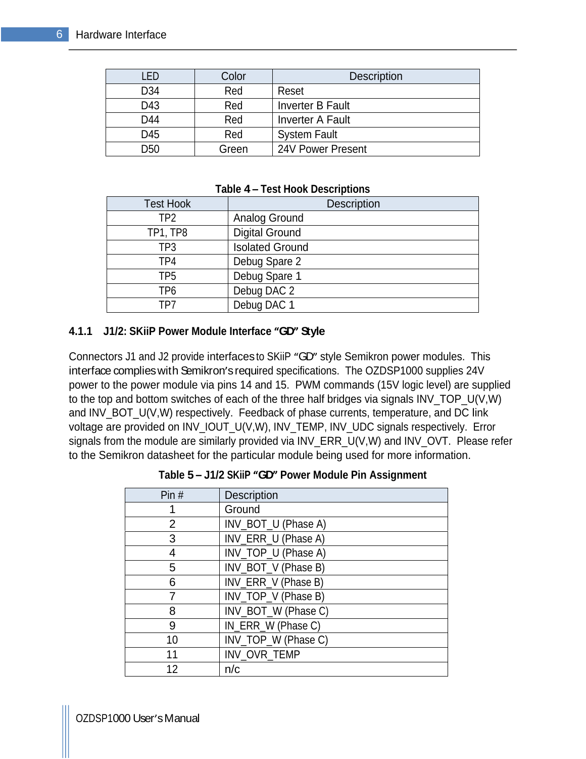| LED | Color | Description |
|---|---|---|
| D34 | Red | Reset |
| D43 | Red | Inverter B Fault |
| D44 | Red | Inverter A Fault |
| D45 | Red | System Fault |
| D50 | Green | 24V Power Present |

**Table 4 – Test Hook Descriptions**

| Test Hook | Description |
|---|---|
| TP2 | Analog Ground |
| TP1, TP8 | Digital Ground |
| TP3 | Isolated Ground |
| TP4 | Debug Spare 2 |
| TP5 | Debug Spare 1 |
| TP6 | Debug DAC 2 |
| TP7 | Debug DAC 1 |

#### 4.1.1 J1/2: SKiiP Power Module Interface "GD" Style

Connectors J1 and J2 provide interfaces to SKiiP "GD" style Semikron power modules. This interface complies with Semikron's required specifications. The OZDSP1000 supplies 24V power to the power module via pins 14 and 15. PWM commands (15V logic level) are supplied to the top and bottom switches of each of the three half bridges via signals INV_TOP_U(V,W) and INV_BOT_U(V,W) respectively. Feedback of phase currents, temperature, and DC link voltage are provided on INV_IOUT_U(V,W), INV_TEMP, INV_UDC signals respectively. Error signals from the module are similarly provided via INV_ERR_U(V,W) and INV_OVT. Please refer to the Semikron datasheet for the particular module being used for more information.

**Table 5 – J1/2 SKiiP "GD" Power Module Pin Assignment**

| Pin # | Description |
|---|---|
| 1 | Ground |
| 2 | INV_BOT_U (Phase A) |
| 3 | INV_ERR_U (Phase A) |
| 4 | INV_TOP_U (Phase A) |
| 5 | INV_BOT_V (Phase B) |
| 6 | INV_ERR_V (Phase B) |
| 7 | INV_TOP_V (Phase B) |
| 8 | INV_BOT_W (Phase C) |
| 9 | IN_ERR_W (Phase C) |
| 10 | INV_TOP_W (Phase C) |
| 11 | INV_OVR_TEMP |
| 12 | n/c |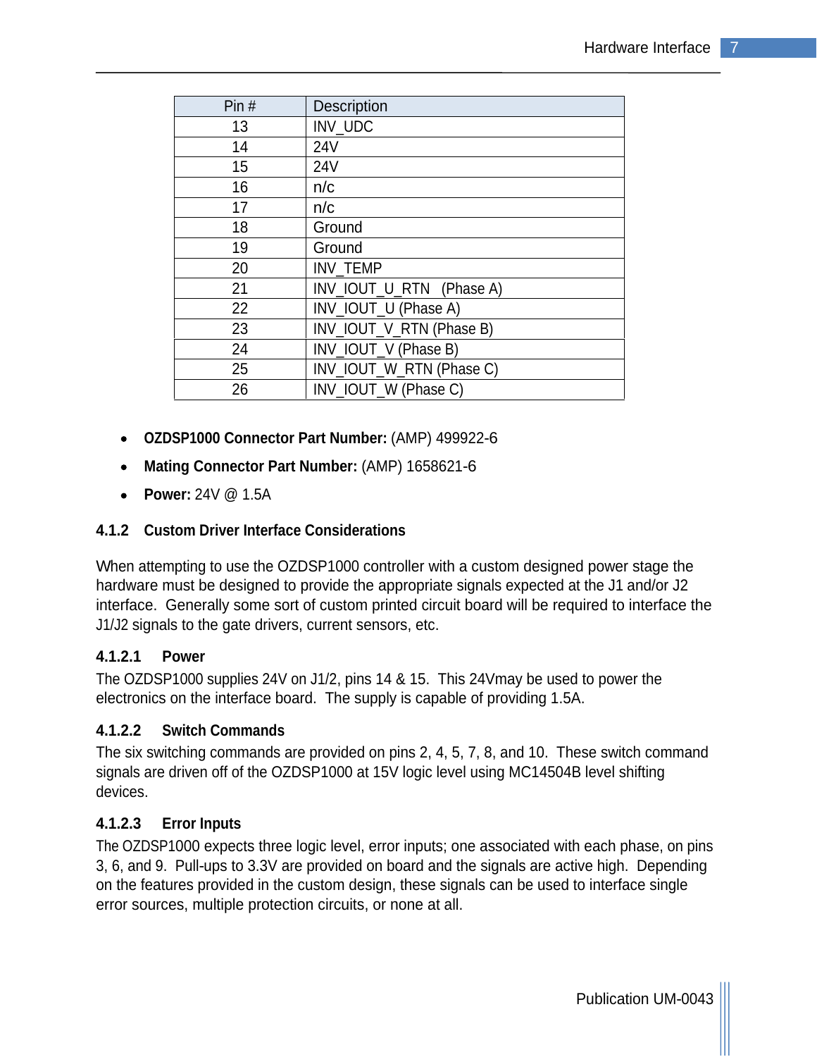| Pin # | Description |
|---|---|
| 13 | INV_UDC |
| 14 | 24V |
| 15 | 24V |
| 16 | n/c |
| 17 | n/c |
| 18 | Ground |
| 19 | Ground |
| 20 | INV_TEMP |
| 21 | INV_IOUT_U_RTN   (Phase A) |
| 22 | INV_IOUT_U (Phase A) |
| 23 | INV_IOUT_V_RTN (Phase B) |
| 24 | INV_IOUT_V (Phase B) |
| 25 | INV_IOUT_W_RTN (Phase C) |
| 26 | INV_IOUT_W (Phase C) |

- **OZDSP1000 Connector Part Number:** (AMP) 499922-6
- **Mating Connector Part Number:** (AMP) 1658621-6
- **Power:** 24V @ 1.5A

### 4.1.2 Custom Driver Interface Considerations

When attempting to use the OZDSP1000 controller with a custom designed power stage the hardware must be designed to provide the appropriate signals expected at the J1 and/or J2 interface. Generally some sort of custom printed circuit board will be required to interface the J1/J2 signals to the gate drivers, current sensors, etc.

#### 4.1.2.1 Power

The OZDSP1000 supplies 24V on J1/2, pins 14 & 15. This 24Vmay be used to power the electronics on the interface board. The supply is capable of providing 1.5A.

#### 4.1.2.2 Switch Commands

The six switching commands are provided on pins 2, 4, 5, 7, 8, and 10. These switch command signals are driven off of the OZDSP1000 at 15V logic level using MC14504B level shifting devices.

#### 4.1.2.3 Error Inputs

The OZDSP1000 expects three logic level, error inputs; one associated with each phase, on pins 3, 6, and 9. Pull-ups to 3.3V are provided on board and the signals are active high. Depending on the features provided in the custom design, these signals can be used to interface single error sources, multiple protection circuits, or none at all.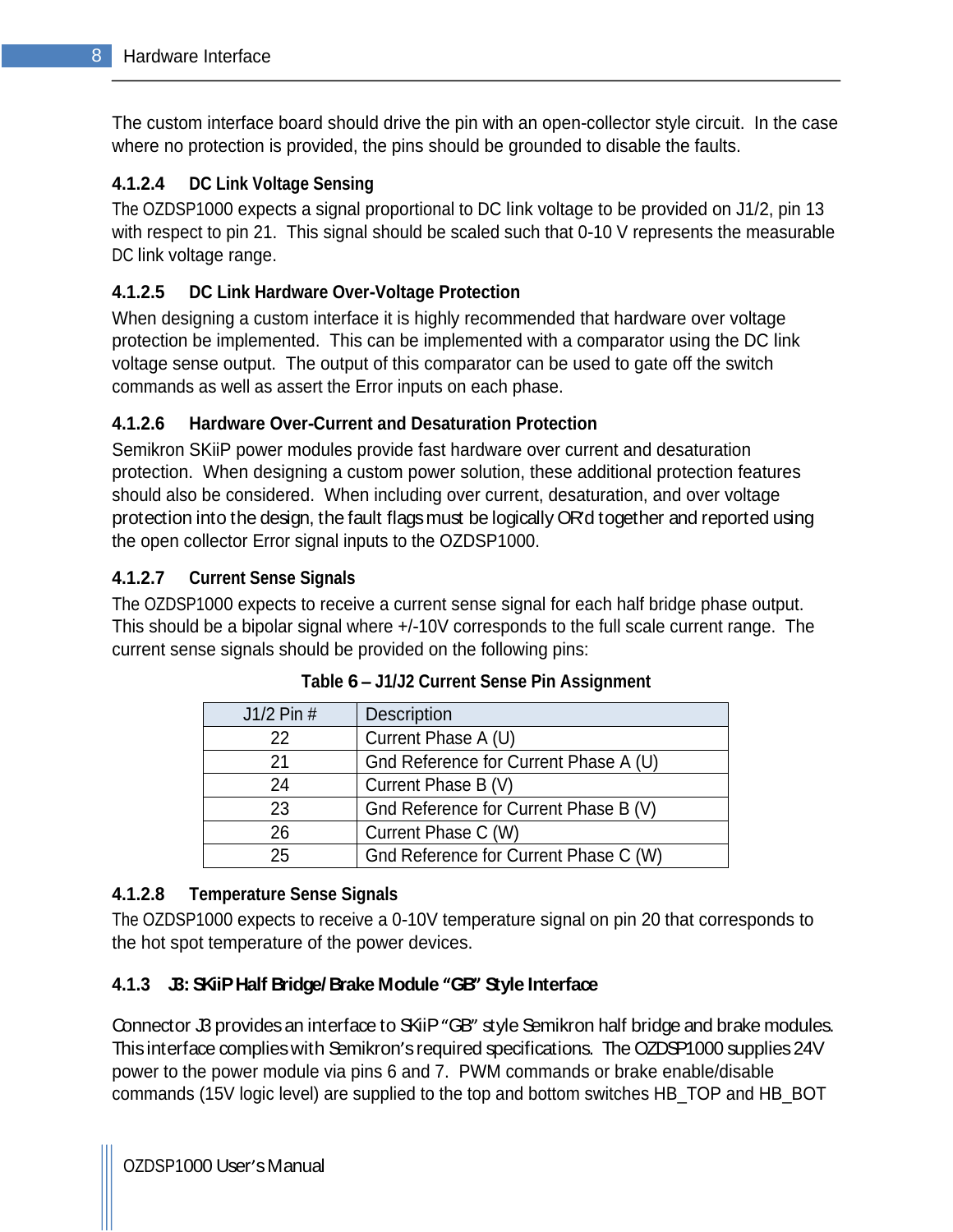The custom interface board should drive the pin with an open-collector style circuit. In the case where no protection is provided, the pins should be grounded to disable the faults.

#### 4.1.2.4 DC Link Voltage Sensing

The OZDSP1000 expects a signal proportional to DC link voltage to be provided on J1/2, pin 13 with respect to pin 21. This signal should be scaled such that 0-10 V represents the measurable DC link voltage range.

#### 4.1.2.5 DC Link Hardware Over-Voltage Protection

When designing a custom interface it is highly recommended that hardware over voltage protection be implemented. This can be implemented with a comparator using the DC link voltage sense output. The output of this comparator can be used to gate off the switch commands as well as assert the Error inputs on each phase.

#### 4.1.2.6 Hardware Over-Current and Desaturation Protection

Semikron SKiiP power modules provide fast hardware over current and desaturation protection. When designing a custom power solution, these additional protection features should also be considered. When including over current, desaturation, and over voltage protection into the design, the fault flags must be logically OR'd together and reported using the open collector Error signal inputs to the OZDSP1000.

#### 4.1.2.7 Current Sense Signals

The OZDSP1000 expects to receive a current sense signal for each half bridge phase output. This should be a bipolar signal where +/-10V corresponds to the full scale current range. The current sense signals should be provided on the following pins:

**Table 6 – J1/J2 Current Sense Pin Assignment**

| J1/2 Pin # | Description |
|---|---|
| 22 | Current Phase A (U) |
| 21 | Gnd Reference for Current Phase A (U) |
| 24 | Current Phase B (V) |
| 23 | Gnd Reference for Current Phase B (V) |
| 26 | Current Phase C (W) |
| 25 | Gnd Reference for Current Phase C (W) |

#### 4.1.2.8 Temperature Sense Signals

The OZDSP1000 expects to receive a 0-10V temperature signal on pin 20 that corresponds to the hot spot temperature of the power devices.

### 4.1.3 J3: SKiiP Half Bridge/ Brake Module "GB" Style Interface

Connector J3 provides an interface to SKiiP "GB" style Semikron half bridge and brake modules. This interface complies with Semikron's required specifications. The OZDSP1000 supplies 24V power to the power module via pins 6 and 7. PWM commands or brake enable/disable commands (15V logic level) are supplied to the top and bottom switches HB_TOP and HB_BOT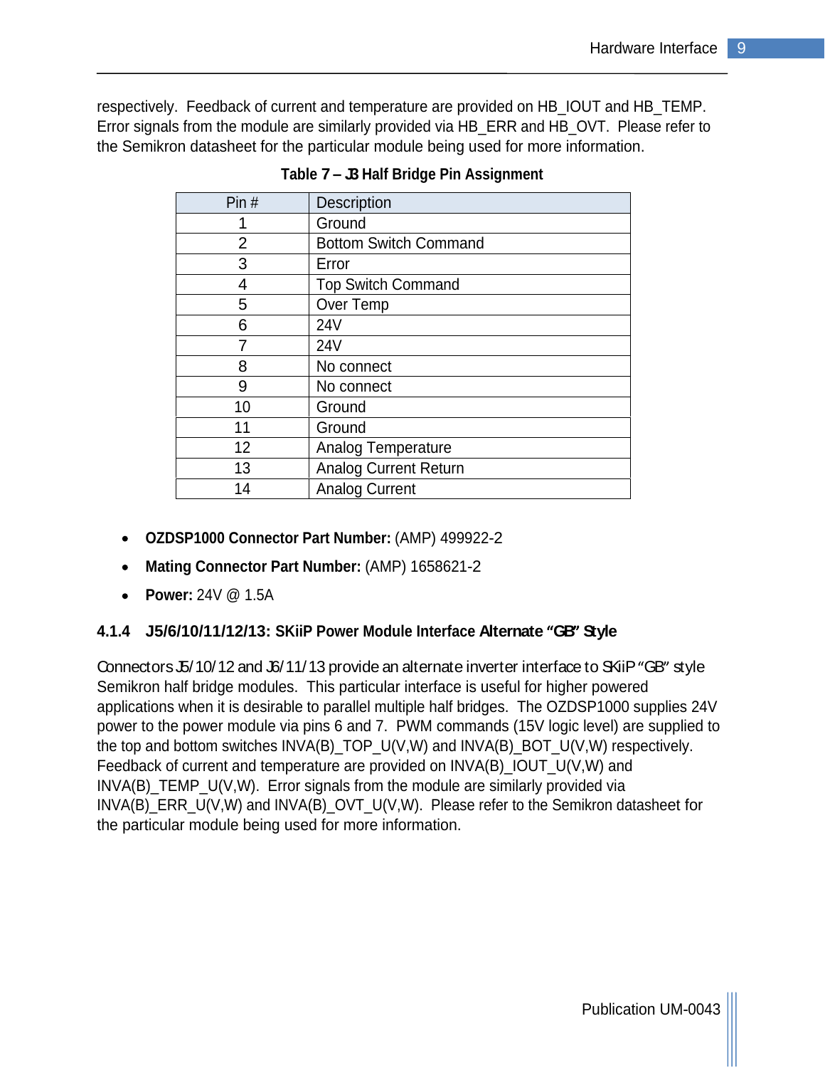respectively. Feedback of current and temperature are provided on HB_IOUT and HB_TEMP. Error signals from the module are similarly provided via HB_ERR and HB_OVT. Please refer to the Semikron datasheet for the particular module being used for more information.

**Table 7 – J3 Half Bridge Pin Assignment**

| Pin # | Description |
|---|---|
| 1 | Ground |
| 2 | Bottom Switch Command |
| 3 | Error |
| 4 | Top Switch Command |
| 5 | Over Temp |
| 6 | 24V |
| 7 | 24V |
| 8 | No connect |
| 9 | No connect |
| 10 | Ground |
| 11 | Ground |
| 12 | Analog Temperature |
| 13 | Analog Current Return |
| 14 | Analog Current |

- **OZDSP1000 Connector Part Number:** (AMP) 499922-2
- **Mating Connector Part Number:** (AMP) 1658621-2
- **Power:** 24V @ 1.5A

### 4.1.4 J5/6/10/11/12/13: SKiiP Power Module Interface Alternate "GB" Style

Connectors J5/10/12 and J6/11/13 provide an alternate inverter interface to SKiiP "GB" style Semikron half bridge modules. This particular interface is useful for higher powered applications when it is desirable to parallel multiple half bridges. The OZDSP1000 supplies 24V power to the power module via pins 6 and 7. PWM commands (15V logic level) are supplied to the top and bottom switches INVA(B)_TOP_U(V,W) and INVA(B)_BOT_U(V,W) respectively. Feedback of current and temperature are provided on INVA(B)_IOUT_U(V,W) and INVA(B)_TEMP_U(V,W). Error signals from the module are similarly provided via INVA(B)_ERR_U(V,W) and INVA(B)_OVT_U(V,W). Please refer to the Semikron datasheet for the particular module being used for more information.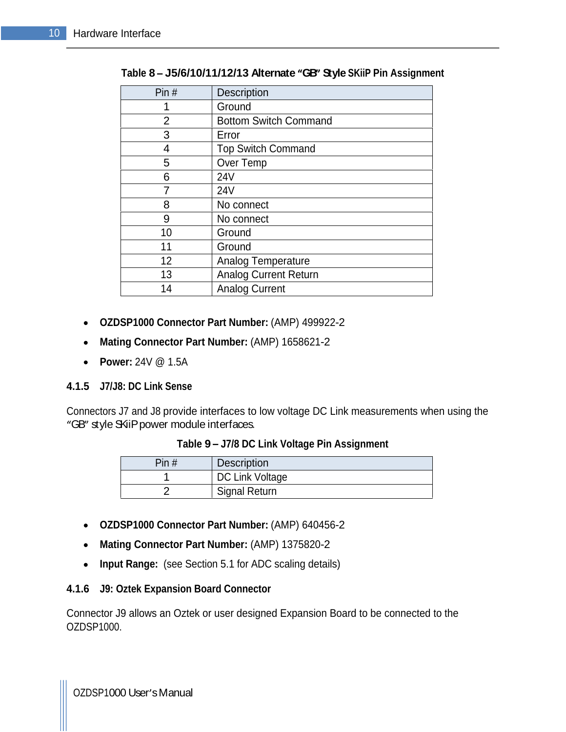**Table 8 – J5/6/10/11/12/13 Alternate "GB" Style SKiiP Pin Assignment**

| Pin # | Description |
|---|---|
| 1 | Ground |
| 2 | Bottom Switch Command |
| 3 | Error |
| 4 | Top Switch Command |
| 5 | Over Temp |
| 6 | 24V |
| 7 | 24V |
| 8 | No connect |
| 9 | No connect |
| 10 | Ground |
| 11 | Ground |
| 12 | Analog Temperature |
| 13 | Analog Current Return |
| 14 | Analog Current |

- **OZDSP1000 Connector Part Number:** (AMP) 499922-2
- **Mating Connector Part Number:** (AMP) 1658621-2
- **Power:** 24V @ 1.5A

### 4.1.5 J7/J8: DC Link Sense

Connectors J7 and J8 provide interfaces to low voltage DC Link measurements when using the "GB" style SKiiP power module interfaces.

**Table 9 – J7/8 DC Link Voltage Pin Assignment**

| Pin # | Description |
|---|---|
| 1 | DC Link Voltage |
| 2 | Signal Return |

- **OZDSP1000 Connector Part Number:** (AMP) 640456-2
- **Mating Connector Part Number:** (AMP) 1375820-2
- **Input Range:** (see Section 5.1 for ADC scaling details)

### 4.1.6 J9: Oztek Expansion Board Connector

Connector J9 allows an Oztek or user designed Expansion Board to be connected to the OZDSP1000.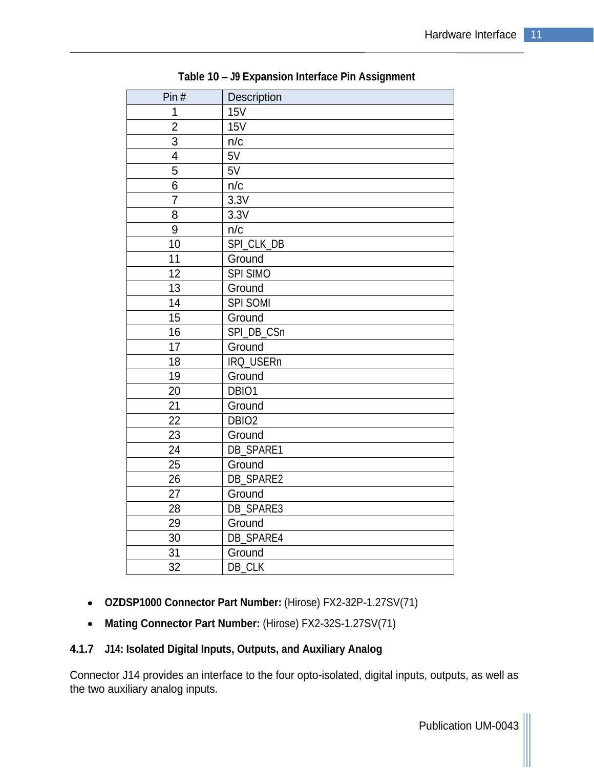**Table 10 – J9 Expansion Interface Pin Assignment**

| Pin # | Description |
|---|---|
| 1 | 15V |
| 2 | 15V |
| 3 | n/c |
| 4 | 5V |
| 5 | 5V |
| 6 | n/c |
| 7 | 3.3V |
| 8 | 3.3V |
| 9 | n/c |
| 10 | SPI_CLK_DB |
| 11 | Ground |
| 12 | SPI SIMO |
| 13 | Ground |
| 14 | SPI SOMI |
| 15 | Ground |
| 16 | SPI_DB_CSn |
| 17 | Ground |
| 18 | IRQ_USERn |
| 19 | Ground |
| 20 | DBIO1 |
| 21 | Ground |
| 22 | DBIO2 |
| 23 | Ground |
| 24 | DB_SPARE1 |
| 25 | Ground |
| 26 | DB_SPARE2 |
| 27 | Ground |
| 28 | DB_SPARE3 |
| 29 | Ground |
| 30 | DB_SPARE4 |
| 31 | Ground |
| 32 | DB_CLK |

- **OZDSP1000 Connector Part Number:** (Hirose) FX2-32P-1.27SV(71)
- **Mating Connector Part Number:** (Hirose) FX2-32S-1.27SV(71)

### 4.1.7 J14: Isolated Digital Inputs, Outputs, and Auxiliary Analog

Connector J14 provides an interface to the four opto-isolated, digital inputs, outputs, as well as the two auxiliary analog inputs.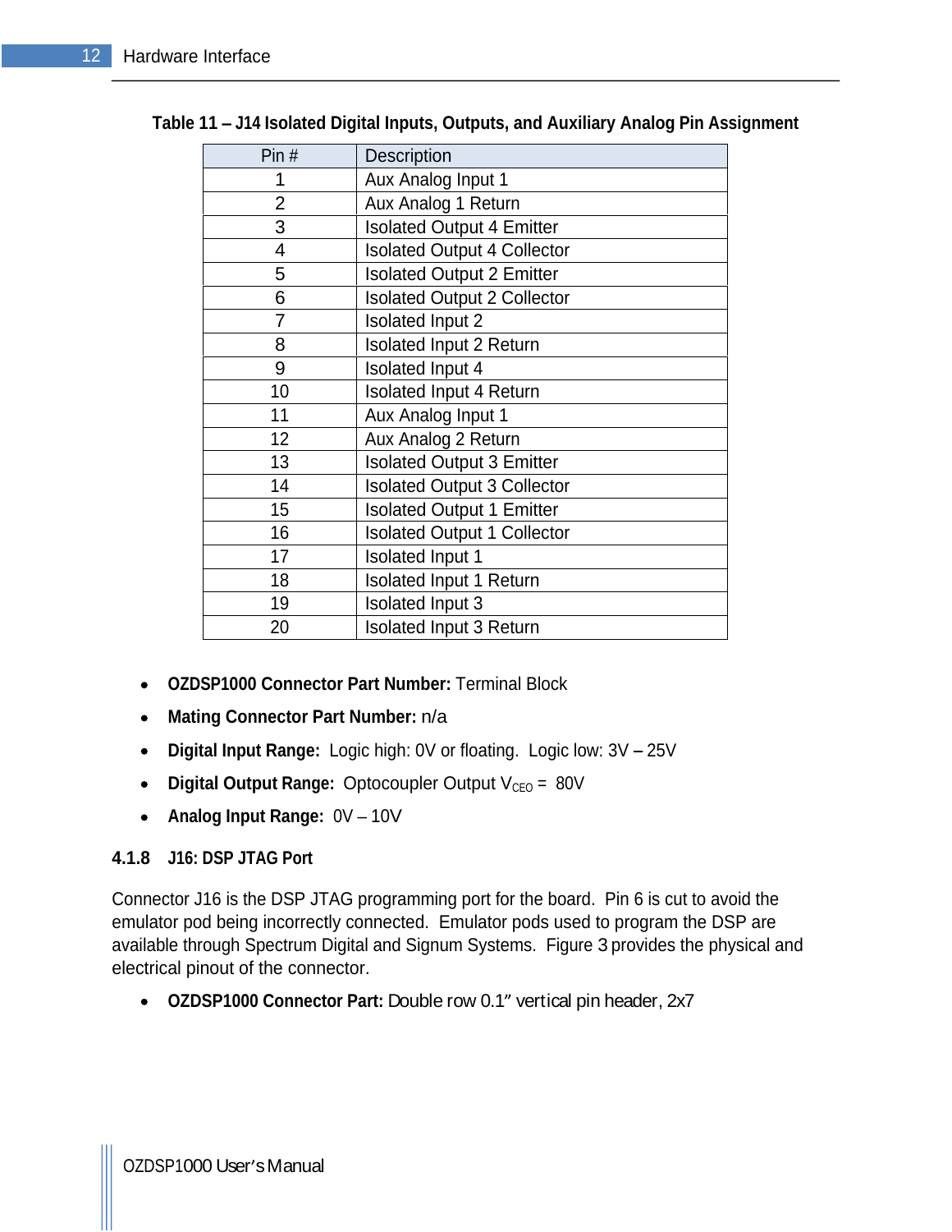**Table 11 – J14 Isolated Digital Inputs, Outputs, and Auxiliary Analog Pin Assignment**

| Pin # | Description |
|---|---|
| 1 | Aux Analog Input 1 |
| 2 | Aux Analog 1 Return |
| 3 | Isolated Output 4 Emitter |
| 4 | Isolated Output 4 Collector |
| 5 | Isolated Output 2 Emitter |
| 6 | Isolated Output 2 Collector |
| 7 | Isolated Input 2 |
| 8 | Isolated Input 2 Return |
| 9 | Isolated Input 4 |
| 10 | Isolated Input 4 Return |
| 11 | Aux Analog Input 1 |
| 12 | Aux Analog 2 Return |
| 13 | Isolated Output 3 Emitter |
| 14 | Isolated Output 3 Collector |
| 15 | Isolated Output 1 Emitter |
| 16 | Isolated Output 1 Collector |
| 17 | Isolated Input 1 |
| 18 | Isolated Input 1 Return |
| 19 | Isolated Input 3 |
| 20 | Isolated Input 3 Return |

- **OZDSP1000 Connector Part Number:** Terminal Block
- **Mating Connector Part Number:** n/a
- **Digital Input Range:** Logic high: 0V or floating. Logic low: 3V – 25V
- **Digital Output Range:** Optocoupler Output $V_{CEO}$ = 80V
- **Analog Input Range:** 0V – 10V

### 4.1.8 J16: DSP JTAG Port

Connector J16 is the DSP JTAG programming port for the board. Pin 6 is cut to avoid the emulator pod being incorrectly connected. Emulator pods used to program the DSP are available through Spectrum Digital and Signum Systems. Figure 3 provides the physical and electrical pinout of the connector.

- **OZDSP1000 Connector Part:** Double row 0.1″ vertical pin header, 2x7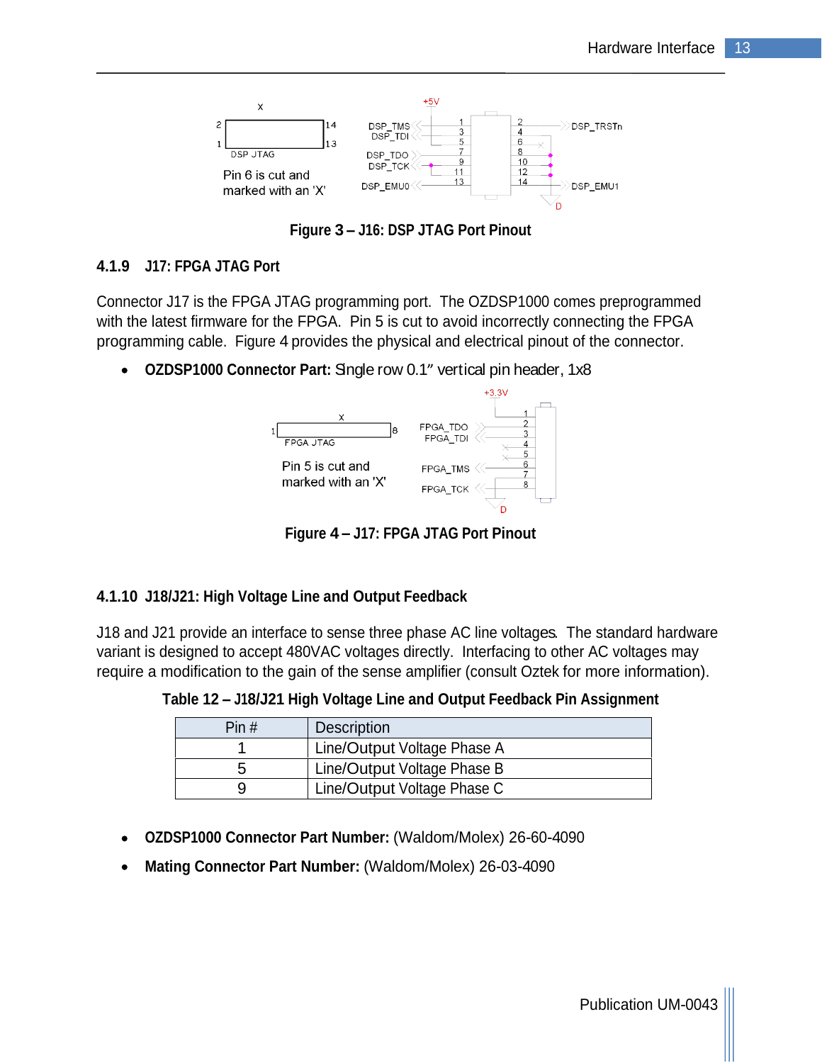Figure 3 – J16: DSP JTAG Port Pinout

### 4.1.9 J17: FPGA JTAG Port

Connector J17 is the FPGA JTAG programming port. The OZDSP1000 comes preprogrammed with the latest firmware for the FPGA. Pin 5 is cut to avoid incorrectly connecting the FPGA programming cable. Figure 4 provides the physical and electrical pinout of the connector.

- **OZDSP1000 Connector Part:** Single row 0.1" vertical pin header, 1x8

Figure 4 – J17: FPGA JTAG Port Pinout

### 4.1.10 J18/J21: High Voltage Line and Output Feedback

J18 and J21 provide an interface to sense three phase AC line voltages. The standard hardware variant is designed to accept 480VAC voltages directly. Interfacing to other AC voltages may require a modification to the gain of the sense amplifier (consult Oztek for more information).

**Table 12 – J18/J21 High Voltage Line and Output Feedback Pin Assignment**

| Pin # | Description |
|---|---|
| 1 | Line/Output Voltage Phase A |
| 5 | Line/Output Voltage Phase B |
| 9 | Line/Output Voltage Phase C |

- **OZDSP1000 Connector Part Number:** (Waldom/Molex) 26-60-4090
- **Mating Connector Part Number:** (Waldom/Molex) 26-03-4090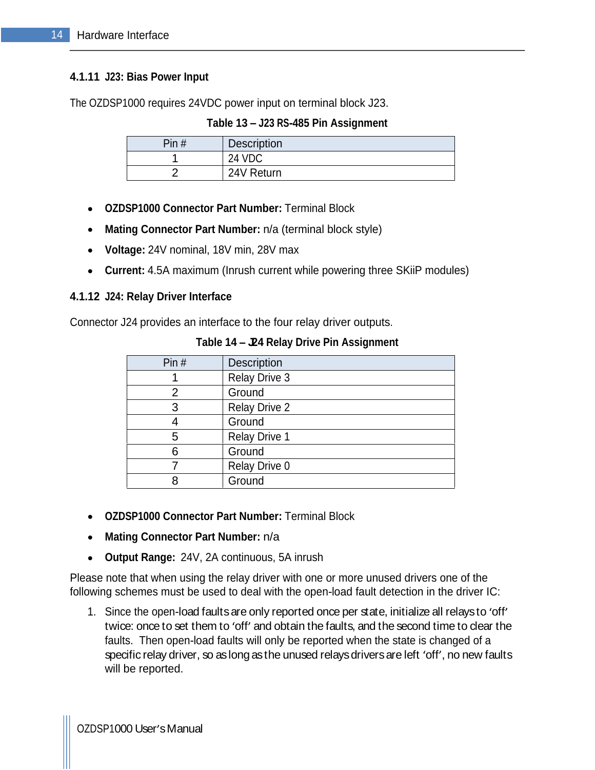#### 4.1.11 J23: Bias Power Input

The OZDSP1000 requires 24VDC power input on terminal block J23.

**Table 13 – J23 RS-485 Pin Assignment**

| Pin # | Description |
| --- | --- |
| 1 | 24 VDC |
| 2 | 24V Return |

- **OZDSP1000 Connector Part Number:** Terminal Block
- **Mating Connector Part Number:** n/a (terminal block style)
- **Voltage:** 24V nominal, 18V min, 28V max
- **Current:** 4.5A maximum (Inrush current while powering three SKiiP modules)

#### 4.1.12 J24: Relay Driver Interface

Connector J24 provides an interface to the four relay driver outputs.

**Table 14 – J24 Relay Drive Pin Assignment**

| Pin # | Description |
| --- | --- |
| 1 | Relay Drive 3 |
| 2 | Ground |
| 3 | Relay Drive 2 |
| 4 | Ground |
| 5 | Relay Drive 1 |
| 6 | Ground |
| 7 | Relay Drive 0 |
| 8 | Ground |

- **OZDSP1000 Connector Part Number:** Terminal Block
- **Mating Connector Part Number:** n/a
- **Output Range:** 24V, 2A continuous, 5A inrush

Please note that when using the relay driver with one or more unused drivers one of the following schemes must be used to deal with the open-load fault detection in the driver IC:

1. Since the open-load faults are only reported once per state, initialize all relays to 'off' twice: once to set them to 'off' and obtain the faults, and the second time to clear the faults. Then open-load faults will only be reported when the state is changed of a specific relay driver, so as long as the unused relays drivers are left 'off', no new faults will be reported.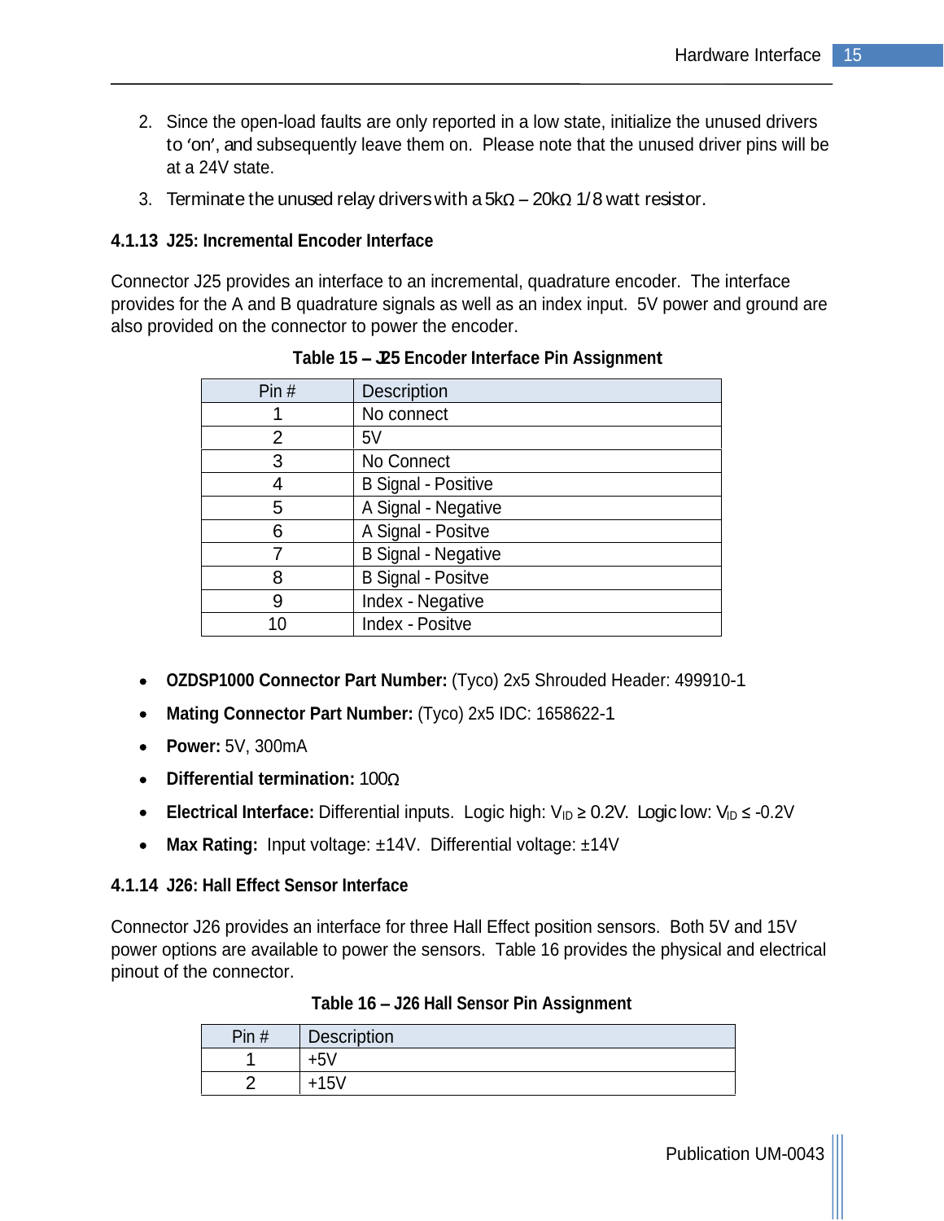2. Since the open-load faults are only reported in a low state, initialize the unused drivers to 'on', and subsequently leave them on. Please note that the unused driver pins will be at a 24V state.
3. Terminate the unused relay drivers with a 5kΩ – 20kΩ 1/8 watt resistor.

### 4.1.13 J25: Incremental Encoder Interface

Connector J25 provides an interface to an incremental, quadrature encoder. The interface provides for the A and B quadrature signals as well as an index input. 5V power and ground are also provided on the connector to power the encoder.

**Table 15 – J25 Encoder Interface Pin Assignment**

| Pin # | Description |
|---|---|
| 1 | No connect |
| 2 | 5V |
| 3 | No Connect |
| 4 | B Signal - Positive |
| 5 | A Signal - Negative |
| 6 | A Signal - Positve |
| 7 | B Signal - Negative |
| 8 | B Signal - Positve |
| 9 | Index - Negative |
| 10 | Index - Positve |

- **OZDSP1000 Connector Part Number:** (Tyco) 2x5 Shrouded Header: 499910-1
- **Mating Connector Part Number:** (Tyco) 2x5 IDC: 1658622-1
- **Power:** 5V, 300mA
- **Differential termination:** 100Ω
- **Electrical Interface:** Differential inputs. Logic high: $V_{ID} \geq 0.2V$. Logic low: $V_{ID} \leq -0.2V$
- **Max Rating:** Input voltage: ±14V. Differential voltage: ±14V

### 4.1.14 J26: Hall Effect Sensor Interface

Connector J26 provides an interface for three Hall Effect position sensors. Both 5V and 15V power options are available to power the sensors. Table 16 provides the physical and electrical pinout of the connector.

**Table 16 – J26 Hall Sensor Pin Assignment**

| Pin # | Description |
|---|---|
| 1 | +5V |
| 2 | +15V |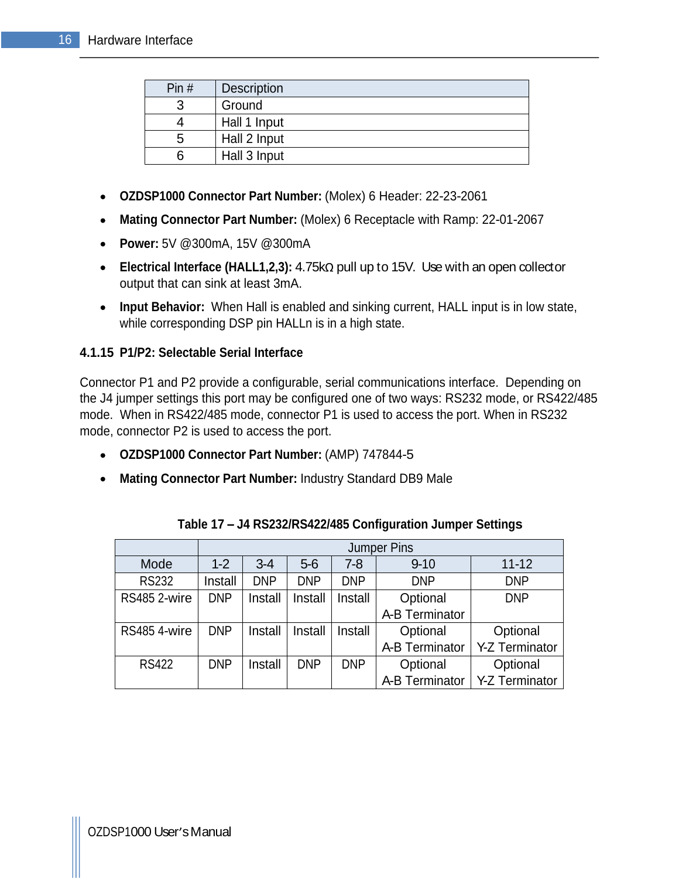| Pin # | Description |
|---|---|
| 3 | Ground |
| 4 | Hall 1 Input |
| 5 | Hall 2 Input |
| 6 | Hall 3 Input |

- **OZDSP1000 Connector Part Number:** (Molex) 6 Header: 22-23-2061
- **Mating Connector Part Number:** (Molex) 6 Receptacle with Ramp: 22-01-2067
- **Power:** 5V @300mA, 15V @300mA
- **Electrical Interface (HALL1,2,3):** 4.75kΩ pull up to 15V. Use with an open collector output that can sink at least 3mA.
- **Input Behavior:** When Hall is enabled and sinking current, HALL input is in low state, while corresponding DSP pin HALLn is in a high state.

### 4.1.15 P1/P2: Selectable Serial Interface

Connector P1 and P2 provide a configurable, serial communications interface. Depending on the J4 jumper settings this port may be configured one of two ways: RS232 mode, or RS422/485 mode. When in RS422/485 mode, connector P1 is used to access the port. When in RS232 mode, connector P2 is used to access the port.

- **OZDSP1000 Connector Part Number:** (AMP) 747844-5
- **Mating Connector Part Number:** Industry Standard DB9 Male

**Table 17 – J4 RS232/RS422/485 Configuration Jumper Settings**

| | Jumper Pins | | | | | |
|---|---|---|---|---|---|---|
| Mode | 1-2 | 3-4 | 5-6 | 7-8 | 9-10 | 11-12 |
| RS232 | Install | DNP | DNP | DNP | DNP | DNP |
| RS485 2-wire | DNP | Install | Install | Install | Optional A-B Terminator | DNP |
| RS485 4-wire | DNP | Install | Install | Install | Optional A-B Terminator | Optional Y-Z Terminator |
| RS422 | DNP | Install | DNP | DNP | Optional A-B Terminator | Optional Y-Z Terminator |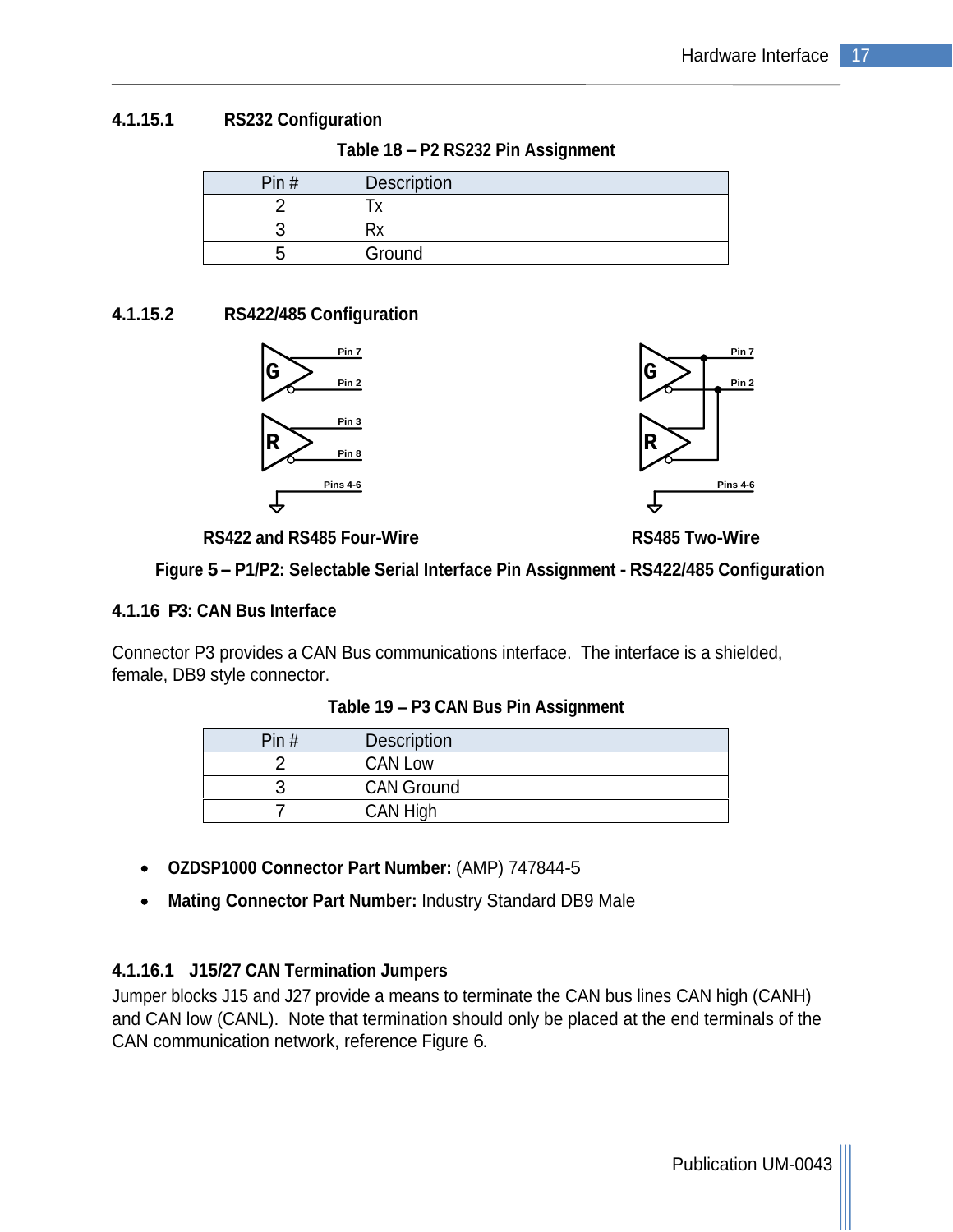#### 4.1.15.1 RS232 Configuration

**Table 18 – P2 RS232 Pin Assignment**

| Pin # | Description |
|---|---|
| 2 | Tx |
| 3 | Rx |
| 5 | Ground |

#### 4.1.15.2 RS422/485 Configuration

Pin 7
Pin 2
Pin 3
Pin 8
Pins 4-6

**RS422 and RS485 Four-Wire**

Pin 7
Pin 2
Pins 4-6

**RS485 Two-Wire**

**Figure 5 – P1/P2: Selectable Serial Interface Pin Assignment - RS422/485 Configuration**

### 4.1.16 P3: CAN Bus Interface

Connector P3 provides a CAN Bus communications interface. The interface is a shielded, female, DB9 style connector.

**Table 19 – P3 CAN Bus Pin Assignment**

| Pin # | Description |
|---|---|
| 2 | CAN Low |
| 3 | CAN Ground |
| 7 | CAN High |

- **OZDSP1000 Connector Part Number:** (AMP) 747844-5
- **Mating Connector Part Number:** Industry Standard DB9 Male

#### 4.1.16.1 J15/27 CAN Termination Jumpers

Jumper blocks J15 and J27 provide a means to terminate the CAN bus lines CAN high (CANH) and CAN low (CANL). Note that termination should only be placed at the end terminals of the CAN communication network, reference Figure 6.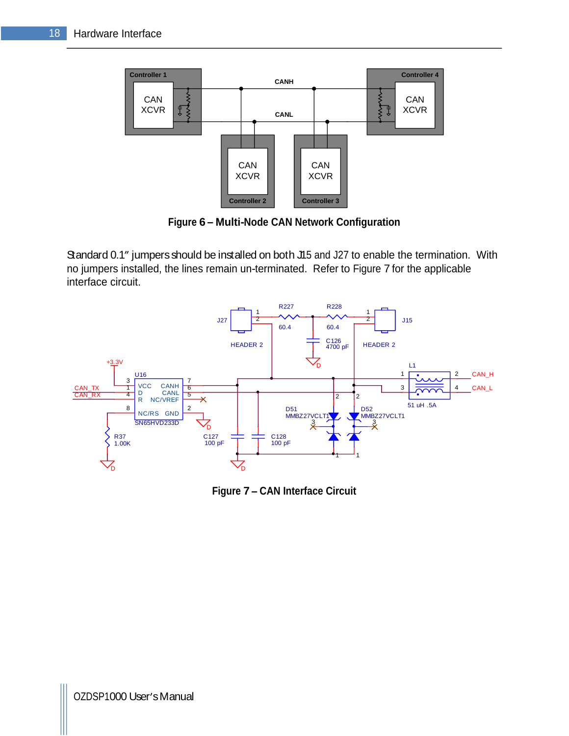Figure 6 – Multi-Node CAN Network Configuration

Standard 0.1" jumpers should be installed on both J15 and J27 to enable the termination. With no jumpers installed, the lines remain un-terminated. Refer to Figure 7 for the applicable interface circuit.

Figure 7 – CAN Interface Circuit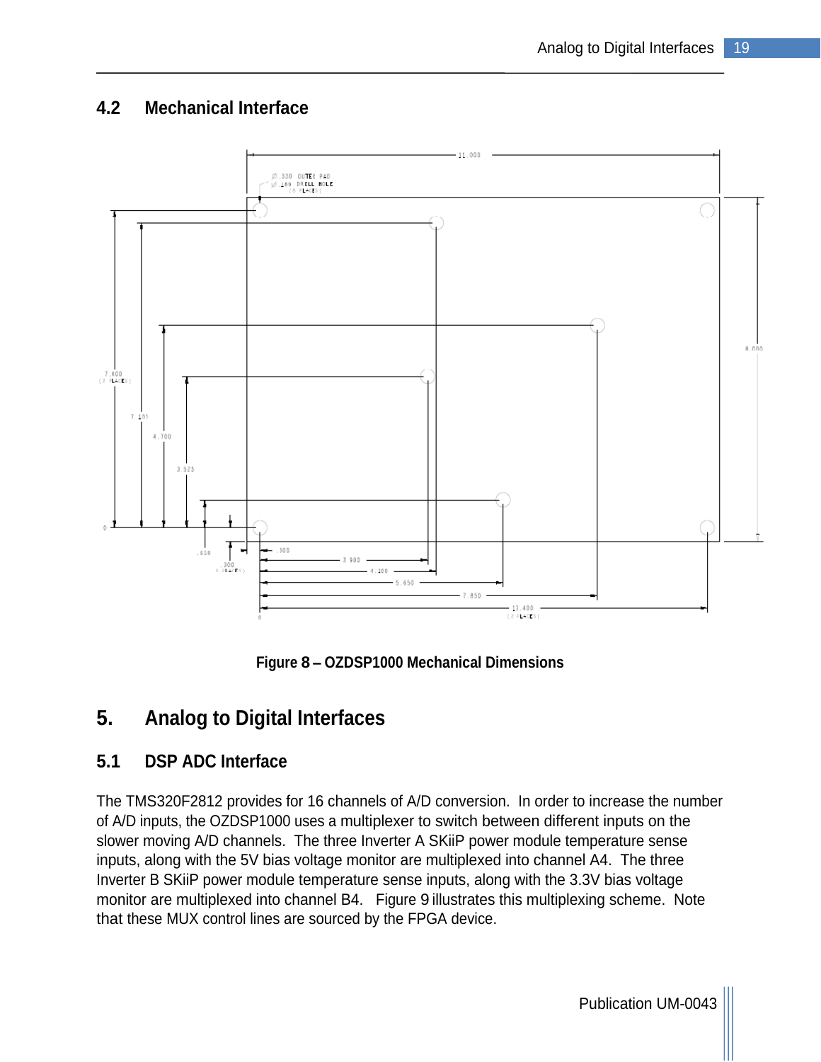## 4.2 Mechanical Interface

Figure 8 – OZDSP1000 Mechanical Dimensions

# 5. Analog to Digital Interfaces

## 5.1 DSP ADC Interface

The TMS320F2812 provides for 16 channels of A/D conversion. In order to increase the number of A/D inputs, the OZDSP1000 uses a multiplexer to switch between different inputs on the slower moving A/D channels. The three Inverter A SKiiP power module temperature sense inputs, along with the 5V bias voltage monitor are multiplexed into channel A4. The three Inverter B SKiiP power module temperature sense inputs, along with the 3.3V bias voltage monitor are multiplexed into channel B4. Figure 9 illustrates this multiplexing scheme. Note that these MUX control lines are sourced by the FPGA device.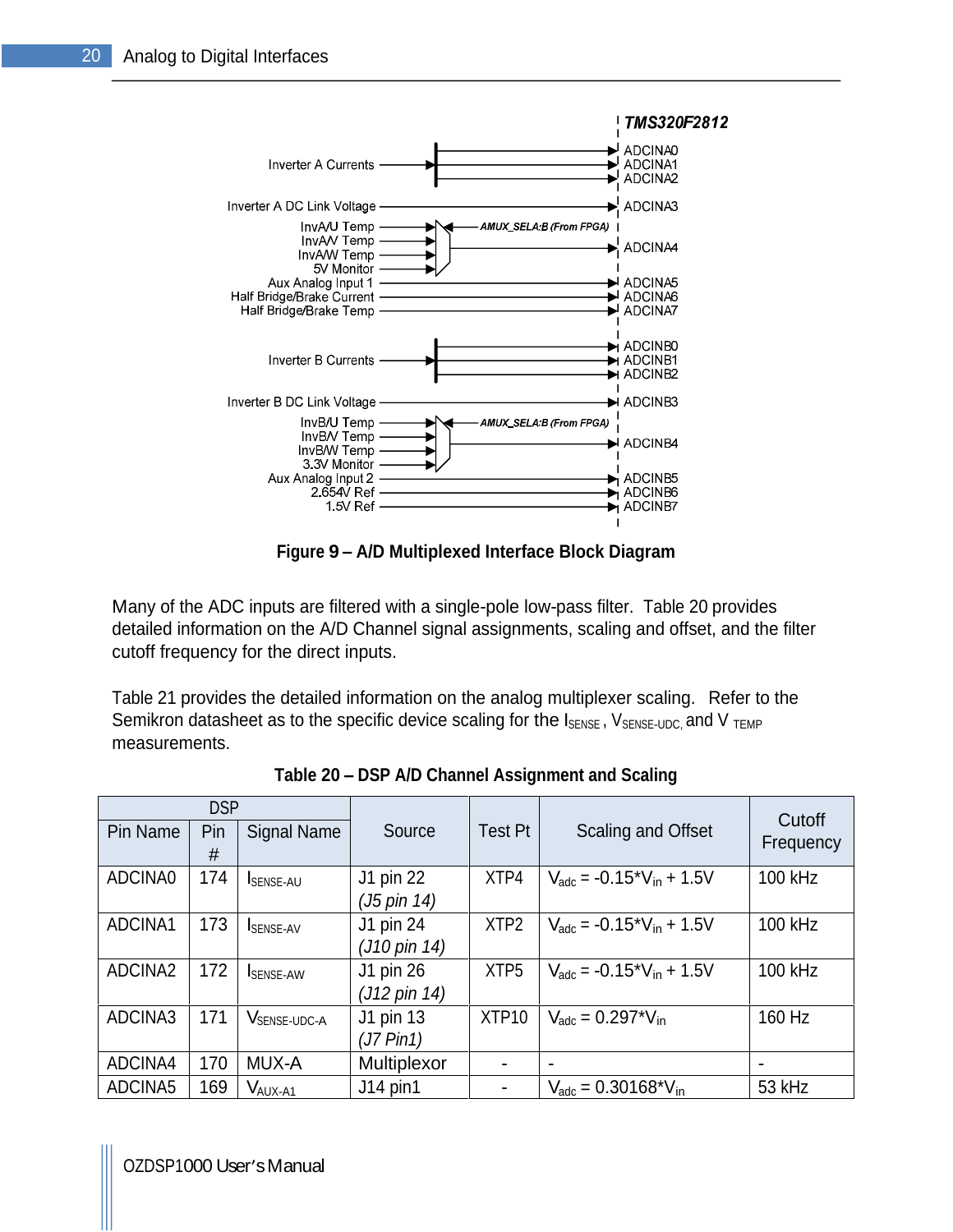TMS320F2812

Inverter A Currents → ADCINA0, ADCINA1, ADCINA2

Inverter A DC Link Voltage → ADCINA3

InvA/U Temp, InvA/V Temp, InvA/W Temp, 5V Monitor → (AMUX_SELA:B (From FPGA)) → ADCINA4

Aux Analog Input 1 → ADCINA5

Half Bridge/Brake Current → ADCINA6

Half Bridge/Brake Temp → ADCINA7

Inverter B Currents → ADCINB0, ADCINB1, ADCINB2

Inverter B DC Link Voltage → ADCINB3

InvB/U Temp, InvB/V Temp, InvB/W Temp, 3.3V Monitor → (AMUX_SELA:B (From FPGA)) → ADCINB4

Aux Analog Input 2 → ADCINB5

2.654V Ref → ADCINB6

1.5V Ref → ADCINB7

**Figure 9 – A/D Multiplexed Interface Block Diagram**

Many of the ADC inputs are filtered with a single-pole low-pass filter. Table 20 provides detailed information on the A/D Channel signal assignments, scaling and offset, and the filter cutoff frequency for the direct inputs.

Table 21 provides the detailed information on the analog multiplexer scaling. Refer to the Semikron datasheet as to the specific device scaling for the $I_{SENSE}$, $V_{SENSE\text{-}UDC}$, and $V_{TEMP}$ measurements.

**Table 20 – DSP A/D Channel Assignment and Scaling**

| DSP | | | Source | Test Pt | Scaling and Offset | Cutoff Frequency |
|---|---|---|---|---|---|---|
| Pin Name | Pin # | Signal Name | | | | |
| ADCINA0 | 174 | $I_{SENSE\text{-}AU}$ | J1 pin 22 *(J5 pin 14)* | XTP4 | $V_{adc} = -0.15*V_{in} + 1.5V$ | 100 kHz |
| ADCINA1 | 173 | $I_{SENSE\text{-}AV}$ | J1 pin 24 *(J10 pin 14)* | XTP2 | $V_{adc} = -0.15*V_{in} + 1.5V$ | 100 kHz |
| ADCINA2 | 172 | $I_{SENSE\text{-}AW}$ | J1 pin 26 *(J12 pin 14)* | XTP5 | $V_{adc} = -0.15*V_{in} + 1.5V$ | 100 kHz |
| ADCINA3 | 171 | $V_{SENSE\text{-}UDC\text{-}A}$ | J1 pin 13 *(J7 Pin1)* | XTP10 | $V_{adc} = 0.297*V_{in}$ | 160 Hz |
| ADCINA4 | 170 | MUX-A | Multiplexor | - | - | - |
| ADCINA5 | 169 | $V_{AUX\text{-}A1}$ | J14 pin1 | - | $V_{adc} = 0.30168*V_{in}$ | 53 kHz |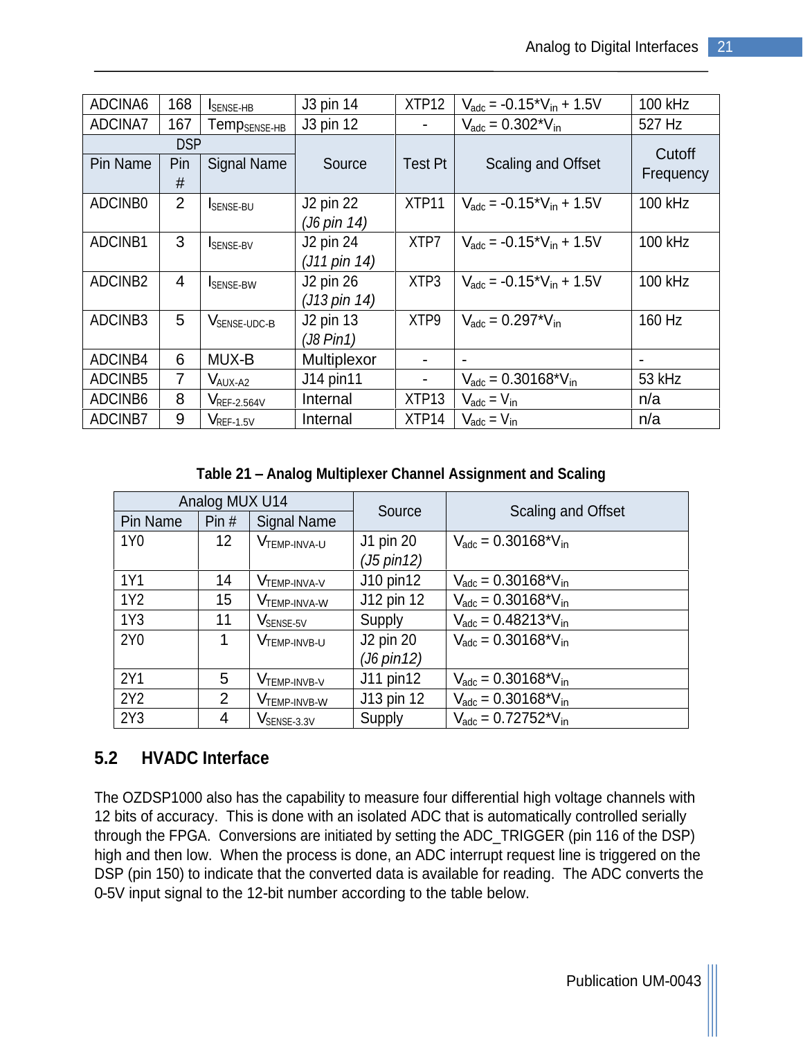| ADCINA6 | 168 | $I_{SENSE-HB}$ | J3 pin 14 | XTP12 | $V_{adc} = -0.15*V_{in} + 1.5V$ | 100 kHz |
|---|---|---|---|---|---|---|
| ADCINA7 | 167 | $Temp_{SENSE-HB}$ | J3 pin 12 | - | $V_{adc} = 0.302*V_{in}$ | 527 Hz |
| DSP | | | Source | Test Pt | Scaling and Offset | Cutoff Frequency |
| Pin Name | Pin # | Signal Name | | | | |
| ADCINB0 | 2 | $I_{SENSE-BU}$ | J2 pin 22 *(J6 pin 14)* | XTP11 | $V_{adc} = -0.15*V_{in} + 1.5V$ | 100 kHz |
| ADCINB1 | 3 | $I_{SENSE-BV}$ | J2 pin 24 *(J11 pin 14)* | XTP7 | $V_{adc} = -0.15*V_{in} + 1.5V$ | 100 kHz |
| ADCINB2 | 4 | $I_{SENSE-BW}$ | J2 pin 26 *(J13 pin 14)* | XTP3 | $V_{adc} = -0.15*V_{in} + 1.5V$ | 100 kHz |
| ADCINB3 | 5 | $V_{SENSE-UDC-B}$ | J2 pin 13 *(J8 Pin1)* | XTP9 | $V_{adc} = 0.297*V_{in}$ | 160 Hz |
| ADCINB4 | 6 | MUX-B | Multiplexor | - | - | - |
| ADCINB5 | 7 | $V_{AUX-A2}$ | J14 pin11 | - | $V_{adc} = 0.30168*V_{in}$ | 53 kHz |
| ADCINB6 | 8 | $V_{REF-2.564V}$ | Internal | XTP13 | $V_{adc} = V_{in}$ | n/a |
| ADCINB7 | 9 | $V_{REF-1.5V}$ | Internal | XTP14 | $V_{adc} = V_{in}$ | n/a |

**Table 21 – Analog Multiplexer Channel Assignment and Scaling**

| Analog MUX U14 | | | Source | Scaling and Offset |
|---|---|---|---|---|
| Pin Name | Pin # | Signal Name | | |
| 1Y0 | 12 | $V_{TEMP-INVA-U}$ | J1 pin 20 *(J5 pin12)* | $V_{adc} = 0.30168*V_{in}$ |
| 1Y1 | 14 | $V_{TEMP-INVA-V}$ | J10 pin12 | $V_{adc} = 0.30168*V_{in}$ |
| 1Y2 | 15 | $V_{TEMP-INVA-W}$ | J12 pin 12 | $V_{adc} = 0.30168*V_{in}$ |
| 1Y3 | 11 | $V_{SENSE-5V}$ | Supply | $V_{adc} = 0.48213*V_{in}$ |
| 2Y0 | 1 | $V_{TEMP-INVB-U}$ | J2 pin 20 *(J6 pin12)* | $V_{adc} = 0.30168*V_{in}$ |
| 2Y1 | 5 | $V_{TEMP-INVB-V}$ | J11 pin12 | $V_{adc} = 0.30168*V_{in}$ |
| 2Y2 | 2 | $V_{TEMP-INVB-W}$ | J13 pin 12 | $V_{adc} = 0.30168*V_{in}$ |
| 2Y3 | 4 | $V_{SENSE-3.3V}$ | Supply | $V_{adc} = 0.72752*V_{in}$ |

## 5.2 HVADC Interface

The OZDSP1000 also has the capability to measure four differential high voltage channels with 12 bits of accuracy. This is done with an isolated ADC that is automatically controlled serially through the FPGA. Conversions are initiated by setting the ADC_TRIGGER (pin 116 of the DSP) high and then low. When the process is done, an ADC interrupt request line is triggered on the DSP (pin 150) to indicate that the converted data is available for reading. The ADC converts the 0-5V input signal to the 12-bit number according to the table below.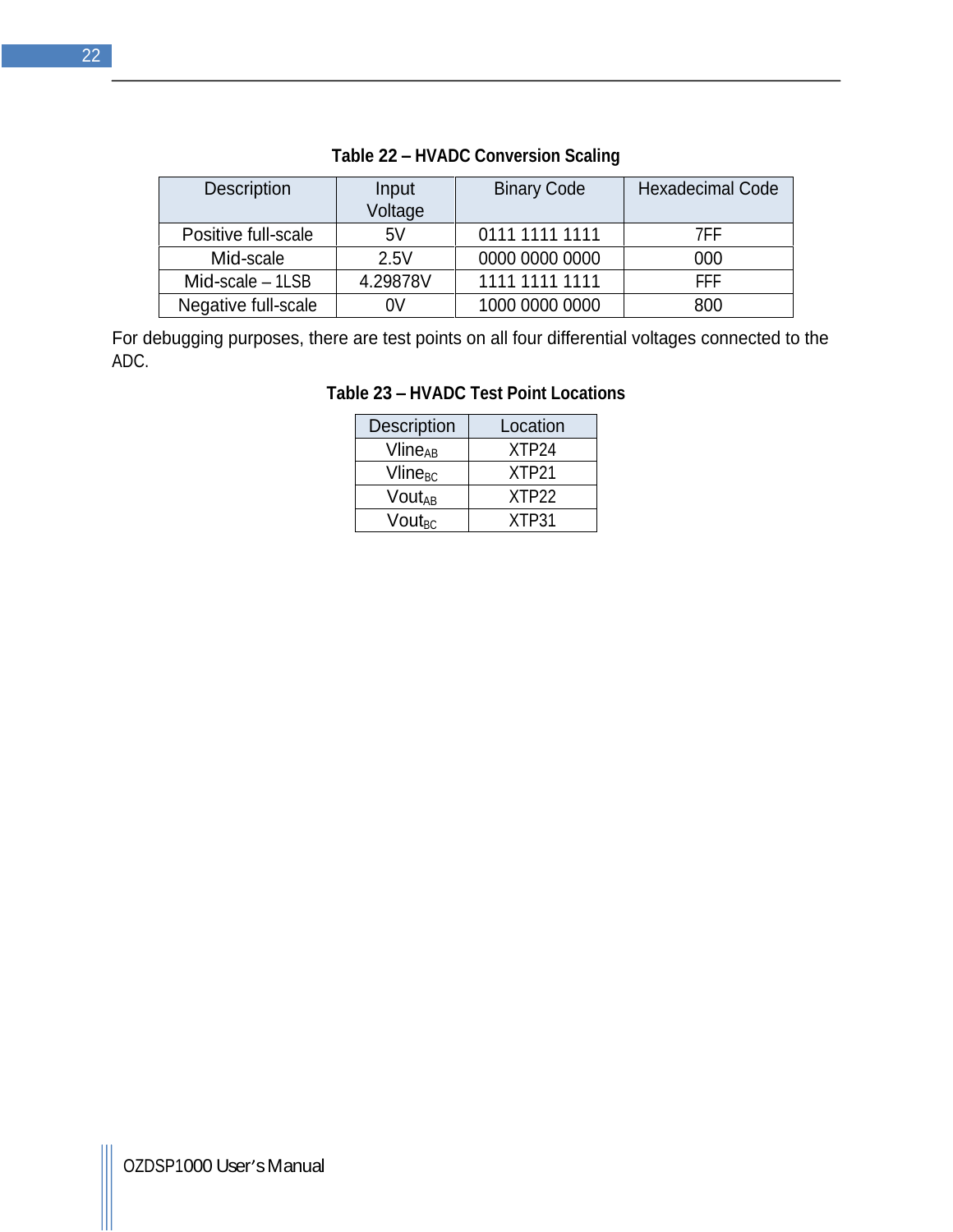**Table 22 – HVADC Conversion Scaling**

| Description | Input Voltage | Binary Code | Hexadecimal Code |
|---|---|---|---|
| Positive full-scale | 5V | 0111 1111 1111 | 7FF |
| Mid-scale | 2.5V | 0000 0000 0000 | 000 |
| Mid-scale – 1LSB | 4.29878V | 1111 1111 1111 | FFF |
| Negative full-scale | 0V | 1000 0000 0000 | 800 |

For debugging purposes, there are test points on all four differential voltages connected to the ADC.

**Table 23 – HVADC Test Point Locations**

| Description | Location |
|---|---|
| $Vline_{AB}$ | XTP24 |
| $Vline_{BC}$ | XTP21 |
| $Vout_{AB}$ | XTP22 |
| $Vout_{BC}$ | XTP31 |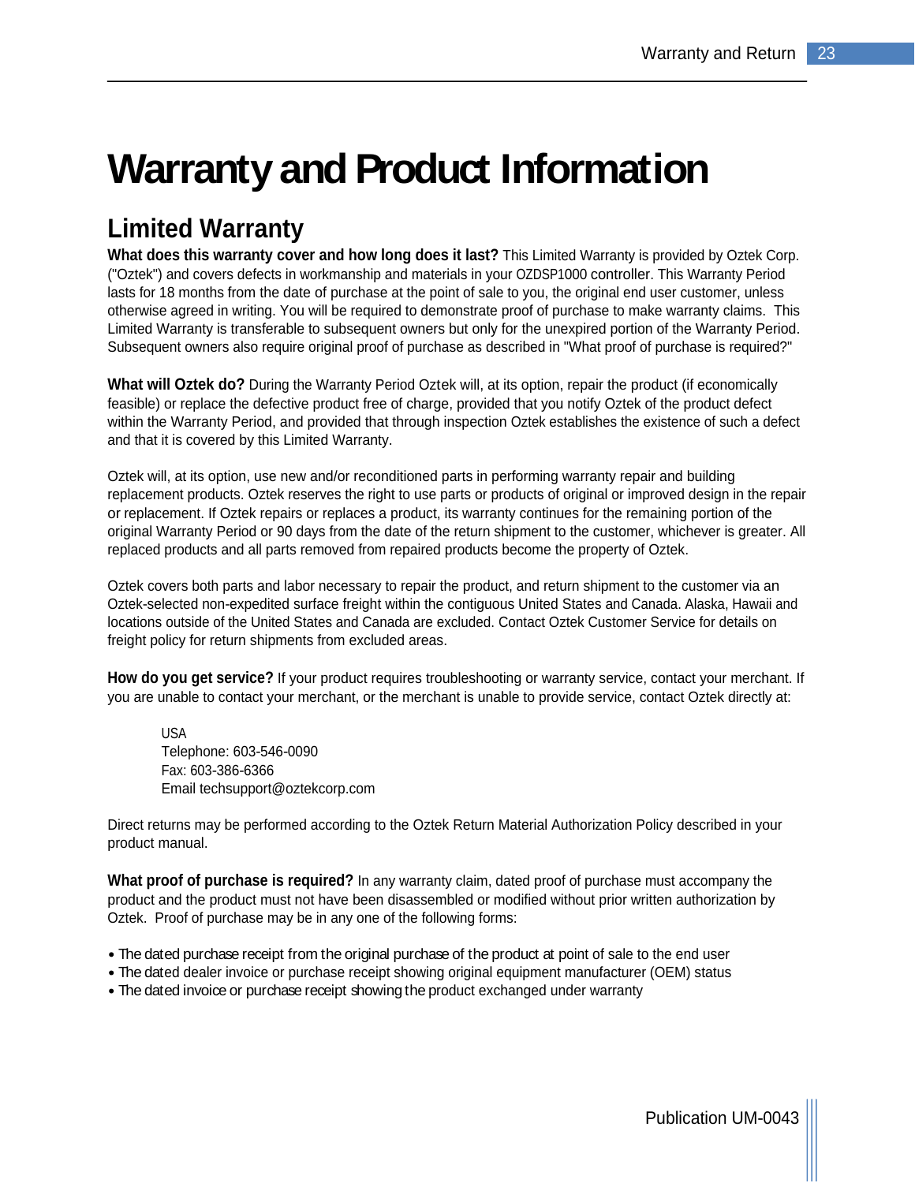# Warranty and Product Information

## Limited Warranty

**What does this warranty cover and how long does it last?** This Limited Warranty is provided by Oztek Corp. ("Oztek") and covers defects in workmanship and materials in your OZDSP1000 controller. This Warranty Period lasts for 18 months from the date of purchase at the point of sale to you, the original end user customer, unless otherwise agreed in writing. You will be required to demonstrate proof of purchase to make warranty claims. This Limited Warranty is transferable to subsequent owners but only for the unexpired portion of the Warranty Period. Subsequent owners also require original proof of purchase as described in "What proof of purchase is required?"

**What will Oztek do?** During the Warranty Period Oztek will, at its option, repair the product (if economically feasible) or replace the defective product free of charge, provided that you notify Oztek of the product defect within the Warranty Period, and provided that through inspection Oztek establishes the existence of such a defect and that it is covered by this Limited Warranty.

Oztek will, at its option, use new and/or reconditioned parts in performing warranty repair and building replacement products. Oztek reserves the right to use parts or products of original or improved design in the repair or replacement. If Oztek repairs or replaces a product, its warranty continues for the remaining portion of the original Warranty Period or 90 days from the date of the return shipment to the customer, whichever is greater. All replaced products and all parts removed from repaired products become the property of Oztek.

Oztek covers both parts and labor necessary to repair the product, and return shipment to the customer via an Oztek-selected non-expedited surface freight within the contiguous United States and Canada. Alaska, Hawaii and locations outside of the United States and Canada are excluded. Contact Oztek Customer Service for details on freight policy for return shipments from excluded areas.

**How do you get service?** If your product requires troubleshooting or warranty service, contact your merchant. If you are unable to contact your merchant, or the merchant is unable to provide service, contact Oztek directly at:

USA
Telephone: 603-546-0090
Fax: 603-386-6366
Email techsupport@oztekcorp.com

Direct returns may be performed according to the Oztek Return Material Authorization Policy described in your product manual.

**What proof of purchase is required?** In any warranty claim, dated proof of purchase must accompany the product and the product must not have been disassembled or modified without prior written authorization by Oztek. Proof of purchase may be in any one of the following forms:

- The dated purchase receipt from the original purchase of the product at point of sale to the end user
- The dated dealer invoice or purchase receipt showing original equipment manufacturer (OEM) status
- The dated invoice or purchase receipt showing the product exchanged under warranty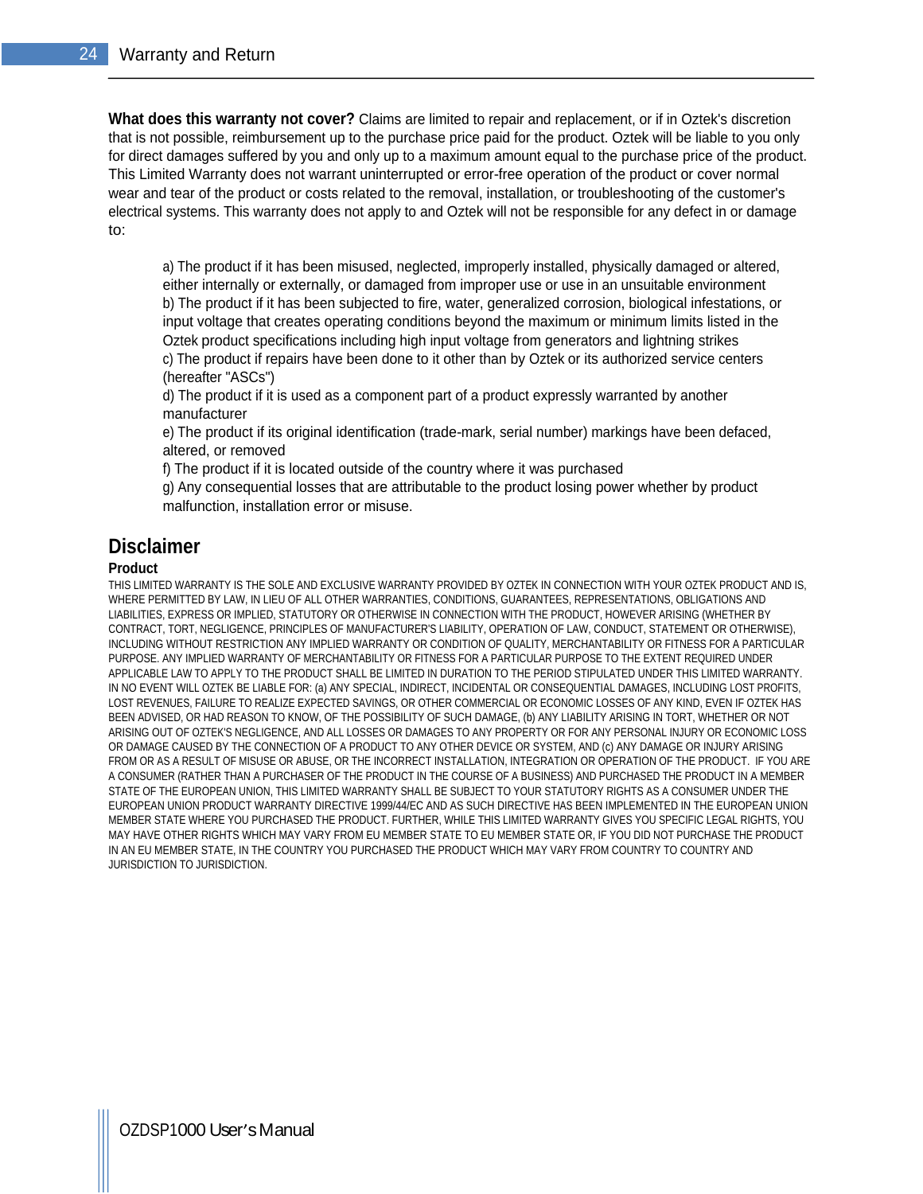**What does this warranty not cover?** Claims are limited to repair and replacement, or if in Oztek's discretion that is not possible, reimbursement up to the purchase price paid for the product. Oztek will be liable to you only for direct damages suffered by you and only up to a maximum amount equal to the purchase price of the product. This Limited Warranty does not warrant uninterrupted or error-free operation of the product or cover normal wear and tear of the product or costs related to the removal, installation, or troubleshooting of the customer's electrical systems. This warranty does not apply to and Oztek will not be responsible for any defect in or damage to:

a) The product if it has been misused, neglected, improperly installed, physically damaged or altered, either internally or externally, or damaged from improper use or use in an unsuitable environment
b) The product if it has been subjected to fire, water, generalized corrosion, biological infestations, or input voltage that creates operating conditions beyond the maximum or minimum limits listed in the Oztek product specifications including high input voltage from generators and lightning strikes
c) The product if repairs have been done to it other than by Oztek or its authorized service centers (hereafter "ASCs")
d) The product if it is used as a component part of a product expressly warranted by another manufacturer
e) The product if its original identification (trade-mark, serial number) markings have been defaced, altered, or removed
f) The product if it is located outside of the country where it was purchased
g) Any consequential losses that are attributable to the product losing power whether by product malfunction, installation error or misuse.

## Disclaimer

### Product

THIS LIMITED WARRANTY IS THE SOLE AND EXCLUSIVE WARRANTY PROVIDED BY OZTEK IN CONNECTION WITH YOUR OZTEK PRODUCT AND IS, WHERE PERMITTED BY LAW, IN LIEU OF ALL OTHER WARRANTIES, CONDITIONS, GUARANTEES, REPRESENTATIONS, OBLIGATIONS AND LIABILITIES, EXPRESS OR IMPLIED, STATUTORY OR OTHERWISE IN CONNECTION WITH THE PRODUCT, HOWEVER ARISING (WHETHER BY CONTRACT, TORT, NEGLIGENCE, PRINCIPLES OF MANUFACTURER'S LIABILITY, OPERATION OF LAW, CONDUCT, STATEMENT OR OTHERWISE), INCLUDING WITHOUT RESTRICTION ANY IMPLIED WARRANTY OR CONDITION OF QUALITY, MERCHANTABILITY OR FITNESS FOR A PARTICULAR PURPOSE. ANY IMPLIED WARRANTY OF MERCHANTABILITY OR FITNESS FOR A PARTICULAR PURPOSE TO THE EXTENT REQUIRED UNDER APPLICABLE LAW TO APPLY TO THE PRODUCT SHALL BE LIMITED IN DURATION TO THE PERIOD STIPULATED UNDER THIS LIMITED WARRANTY. IN NO EVENT WILL OZTEK BE LIABLE FOR: (a) ANY SPECIAL, INDIRECT, INCIDENTAL OR CONSEQUENTIAL DAMAGES, INCLUDING LOST PROFITS, LOST REVENUES, FAILURE TO REALIZE EXPECTED SAVINGS, OR OTHER COMMERCIAL OR ECONOMIC LOSSES OF ANY KIND, EVEN IF OZTEK HAS BEEN ADVISED, OR HAD REASON TO KNOW, OF THE POSSIBILITY OF SUCH DAMAGE, (b) ANY LIABILITY ARISING IN TORT, WHETHER OR NOT ARISING OUT OF OZTEK'S NEGLIGENCE, AND ALL LOSSES OR DAMAGES TO ANY PROPERTY OR FOR ANY PERSONAL INJURY OR ECONOMIC LOSS OR DAMAGE CAUSED BY THE CONNECTION OF A PRODUCT TO ANY OTHER DEVICE OR SYSTEM, AND (c) ANY DAMAGE OR INJURY ARISING FROM OR AS A RESULT OF MISUSE OR ABUSE, OR THE INCORRECT INSTALLATION, INTEGRATION OR OPERATION OF THE PRODUCT. IF YOU ARE A CONSUMER (RATHER THAN A PURCHASER OF THE PRODUCT IN THE COURSE OF A BUSINESS) AND PURCHASED THE PRODUCT IN A MEMBER STATE OF THE EUROPEAN UNION, THIS LIMITED WARRANTY SHALL BE SUBJECT TO YOUR STATUTORY RIGHTS AS A CONSUMER UNDER THE EUROPEAN UNION PRODUCT WARRANTY DIRECTIVE 1999/44/EC AND AS SUCH DIRECTIVE HAS BEEN IMPLEMENTED IN THE EUROPEAN UNION MEMBER STATE WHERE YOU PURCHASED THE PRODUCT. FURTHER, WHILE THIS LIMITED WARRANTY GIVES YOU SPECIFIC LEGAL RIGHTS, YOU MAY HAVE OTHER RIGHTS WHICH MAY VARY FROM EU MEMBER STATE TO EU MEMBER STATE OR, IF YOU DID NOT PURCHASE THE PRODUCT IN AN EU MEMBER STATE, IN THE COUNTRY YOU PURCHASED THE PRODUCT WHICH MAY VARY FROM COUNTRY TO COUNTRY AND JURISDICTION TO JURISDICTION.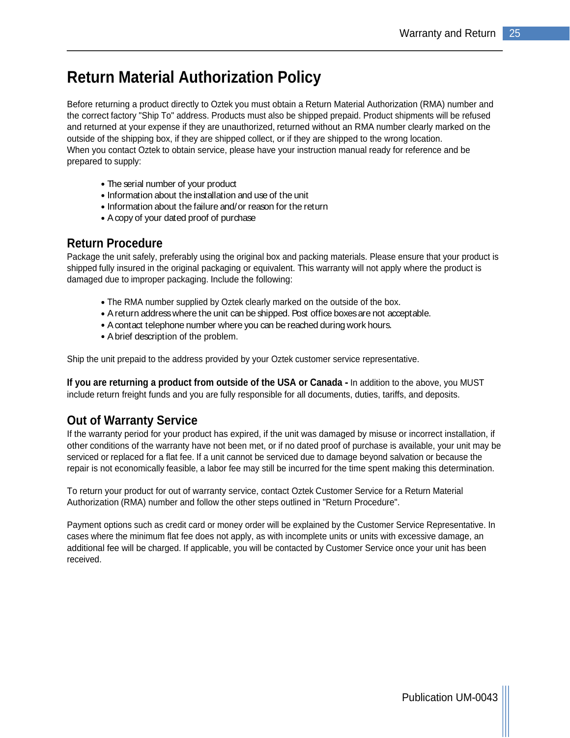# Return Material Authorization Policy

Before returning a product directly to Oztek you must obtain a Return Material Authorization (RMA) number and the correct factory "Ship To" address. Products must also be shipped prepaid. Product shipments will be refused and returned at your expense if they are unauthorized, returned without an RMA number clearly marked on the outside of the shipping box, if they are shipped collect, or if they are shipped to the wrong location.
When you contact Oztek to obtain service, please have your instruction manual ready for reference and be prepared to supply:

- The serial number of your product
- Information about the installation and use of the unit
- Information about the failure and/or reason for the return
- A copy of your dated proof of purchase

## Return Procedure

Package the unit safely, preferably using the original box and packing materials. Please ensure that your product is shipped fully insured in the original packaging or equivalent. This warranty will not apply where the product is damaged due to improper packaging. Include the following:

- The RMA number supplied by Oztek clearly marked on the outside of the box.
- A return address where the unit can be shipped. Post office boxes are not acceptable.
- A contact telephone number where you can be reached during work hours.
- A brief description of the problem.

Ship the unit prepaid to the address provided by your Oztek customer service representative.

**If you are returning a product from outside of the USA or Canada -** In addition to the above, you MUST include return freight funds and you are fully responsible for all documents, duties, tariffs, and deposits.

## Out of Warranty Service

If the warranty period for your product has expired, if the unit was damaged by misuse or incorrect installation, if other conditions of the warranty have not been met, or if no dated proof of purchase is available, your unit may be serviced or replaced for a flat fee. If a unit cannot be serviced due to damage beyond salvation or because the repair is not economically feasible, a labor fee may still be incurred for the time spent making this determination.

To return your product for out of warranty service, contact Oztek Customer Service for a Return Material Authorization (RMA) number and follow the other steps outlined in "Return Procedure".

Payment options such as credit card or money order will be explained by the Customer Service Representative. In cases where the minimum flat fee does not apply, as with incomplete units or units with excessive damage, an additional fee will be charged. If applicable, you will be contacted by Customer Service once your unit has been received.